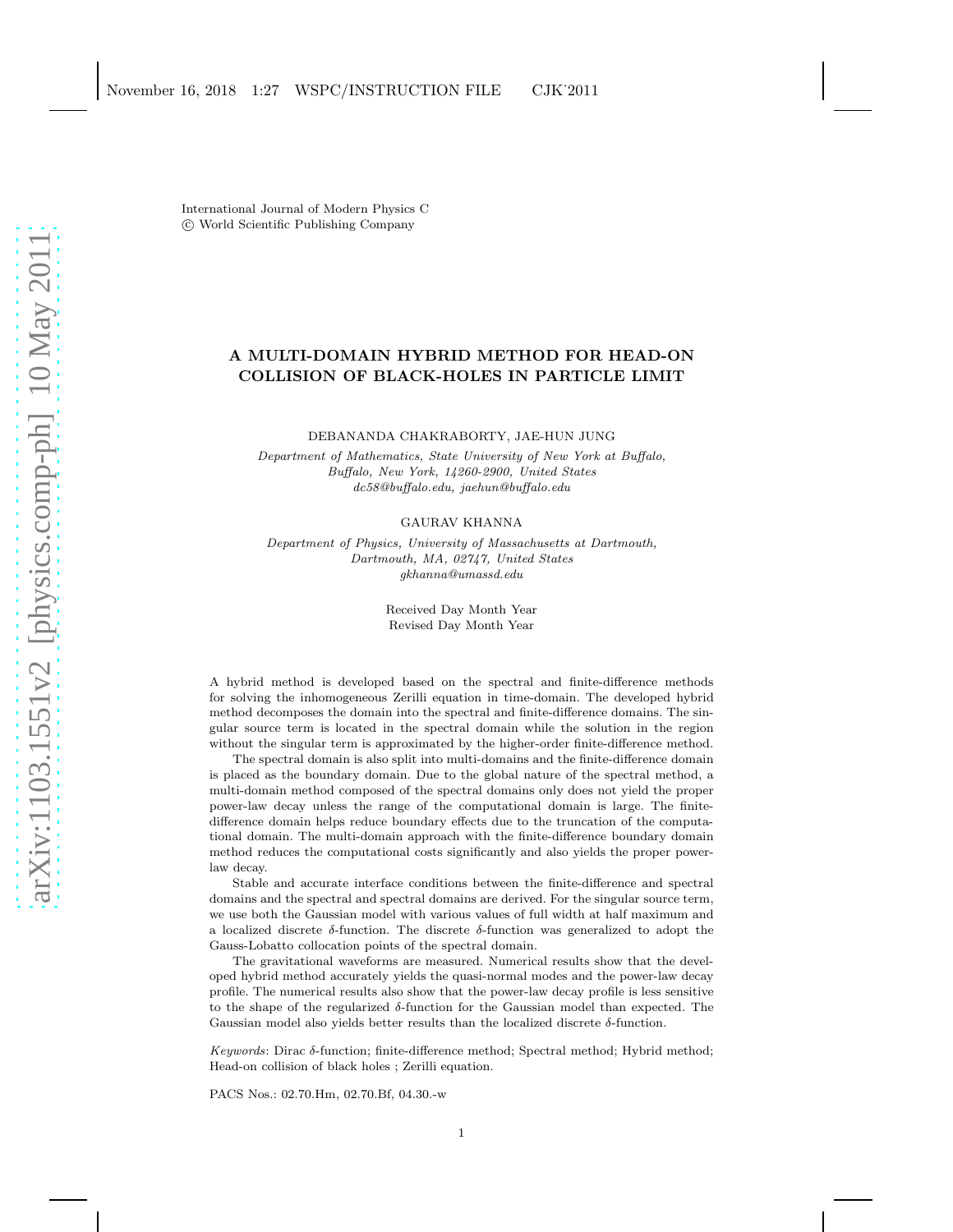International Journal of Modern Physics C
© World Scientific Publishing Company

# A MULTI-DOMAIN HYBRID METHOD FOR HEAD-ON COLLISION OF BLACK-HOLES IN PARTICLE LIMIT

DEBANANDA CHAKRABORTY, JAE-HUN JUNG

*Department of Mathematics, State University of New York at Buffalo,*
*Buffalo, New York, 14260-2900, United States*
*dc58@buffalo.edu, jaehun@buffalo.edu*

GAURAV KHANNA

*Department of Physics, University of Massachusetts at Dartmouth,*
*Dartmouth, MA, 02747, United States*
*gkhanna@umassd.edu*

Received Day Month Year
Revised Day Month Year

A hybrid method is developed based on the spectral and finite-difference methods for solving the inhomogeneous Zerilli equation in time-domain. The developed hybrid method decomposes the domain into the spectral and finite-difference domains. The singular source term is located in the spectral domain while the solution in the region without the singular term is approximated by the higher-order finite-difference method.

The spectral domain is also split into multi-domains and the finite-difference domain is placed as the boundary domain. Due to the global nature of the spectral method, a multi-domain method composed of the spectral domains only does not yield the proper power-law decay unless the range of the computational domain is large. The finite-difference domain helps reduce boundary effects due to the truncation of the computational domain. The multi-domain approach with the finite-difference boundary domain method reduces the computational costs significantly and also yields the proper power-law decay.

Stable and accurate interface conditions between the finite-difference and spectral domains and the spectral and spectral domains are derived. For the singular source term, we use both the Gaussian model with various values of full width at half maximum and a localized discrete $\delta$-function. The discrete $\delta$-function was generalized to adopt the Gauss-Lobatto collocation points of the spectral domain.

The gravitational waveforms are measured. Numerical results show that the developed hybrid method accurately yields the quasi-normal modes and the power-law decay profile. The numerical results also show that the power-law decay profile is less sensitive to the shape of the regularized $\delta$-function for the Gaussian model than expected. The Gaussian model also yields better results than the localized discrete $\delta$-function.

*Keywords*: Dirac $\delta$-function; finite-difference method; Spectral method; Hybrid method; Head-on collision of black holes ; Zerilli equation.

PACS Nos.: 02.70.Hm, 02.70.Bf, 04.30.-w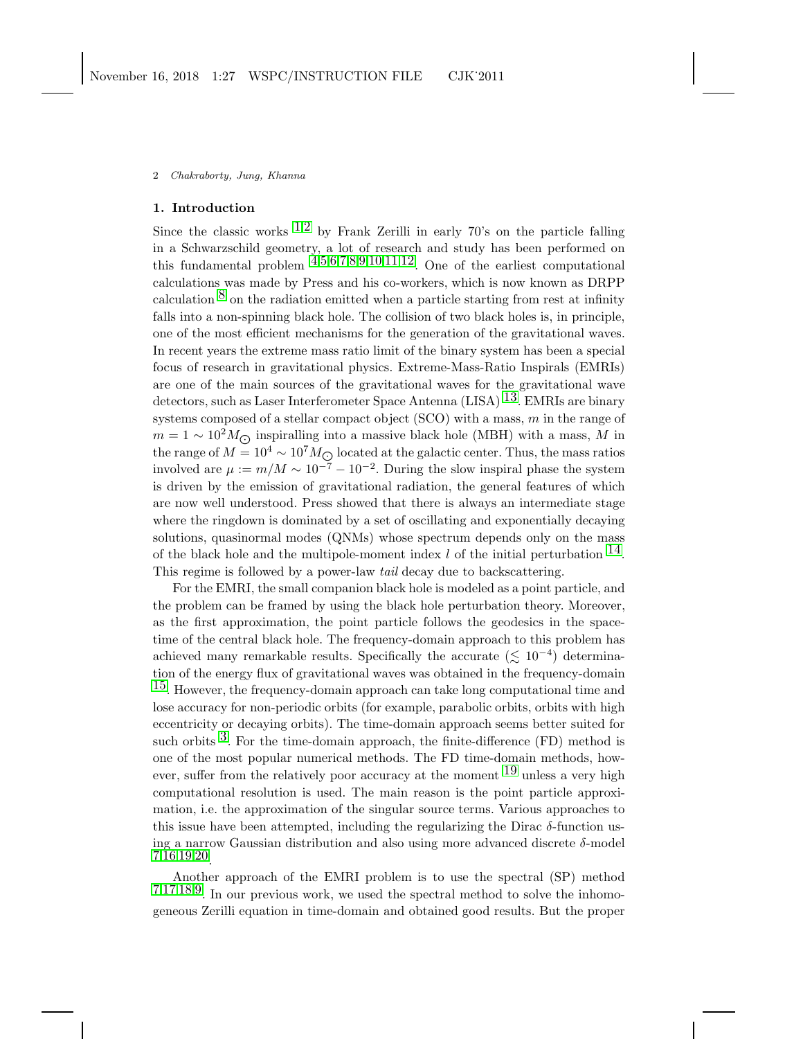## 1. Introduction

Since the classic works [1,2] by Frank Zerilli in early 70's on the particle falling in a Schwarzschild geometry, a lot of research and study has been performed on this fundamental problem [4,5,6,7,8,9,10,11,12]. One of the earliest computational calculations was made by Press and his co-workers, which is now known as DRPP calculation [8] on the radiation emitted when a particle starting from rest at infinity falls into a non-spinning black hole. The collision of two black holes is, in principle, one of the most efficient mechanisms for the generation of the gravitational waves. In recent years the extreme mass ratio limit of the binary system has been a special focus of research in gravitational physics. Extreme-Mass-Ratio Inspirals (EMRIs) are one of the main sources of the gravitational waves for the gravitational wave detectors, such as Laser Interferometer Space Antenna (LISA) [13]. EMRIs are binary systems composed of a stellar compact object (SCO) with a mass, $m$ in the range of $m = 1 \sim 10^2 M_\odot$ inspiralling into a massive black hole (MBH) with a mass, $M$ in the range of $M = 10^4 \sim 10^7 M_\odot$ located at the galactic center. Thus, the mass ratios involved are $\mu := m/M \sim 10^{-7} - 10^{-2}$. During the slow inspiral phase the system is driven by the emission of gravitational radiation, the general features of which are now well understood. Press showed that there is always an intermediate stage where the ringdown is dominated by a set of oscillating and exponentially decaying solutions, quasinormal modes (QNMs) whose spectrum depends only on the mass of the black hole and the multipole-moment index $l$ of the initial perturbation [14]. This regime is followed by a power-law *tail* decay due to backscattering.

For the EMRI, the small companion black hole is modeled as a point particle, and the problem can be framed by using the black hole perturbation theory. Moreover, as the first approximation, the point particle follows the geodesics in the spacetime of the central black hole. The frequency-domain approach to this problem has achieved many remarkable results. Specifically the accurate ($\lesssim 10^{-4}$) determination of the energy flux of gravitational waves was obtained in the frequency-domain [15]. However, the frequency-domain approach can take long computational time and lose accuracy for non-periodic orbits (for example, parabolic orbits, orbits with high eccentricity or decaying orbits). The time-domain approach seems better suited for such orbits [3]. For the time-domain approach, the finite-difference (FD) method is one of the most popular numerical methods. The FD time-domain methods, however, suffer from the relatively poor accuracy at the moment [19] unless a very high computational resolution is used. The main reason is the point particle approximation, i.e. the approximation of the singular source terms. Various approaches to this issue have been attempted, including the regularizing the Dirac $\delta$-function using a narrow Gaussian distribution and also using more advanced discrete $\delta$-model [7,16,19,20].

Another approach of the EMRI problem is to use the spectral (SP) method [7,17,18,9]. In our previous work, we used the spectral method to solve the inhomogeneous Zerilli equation in time-domain and obtained good results. But the proper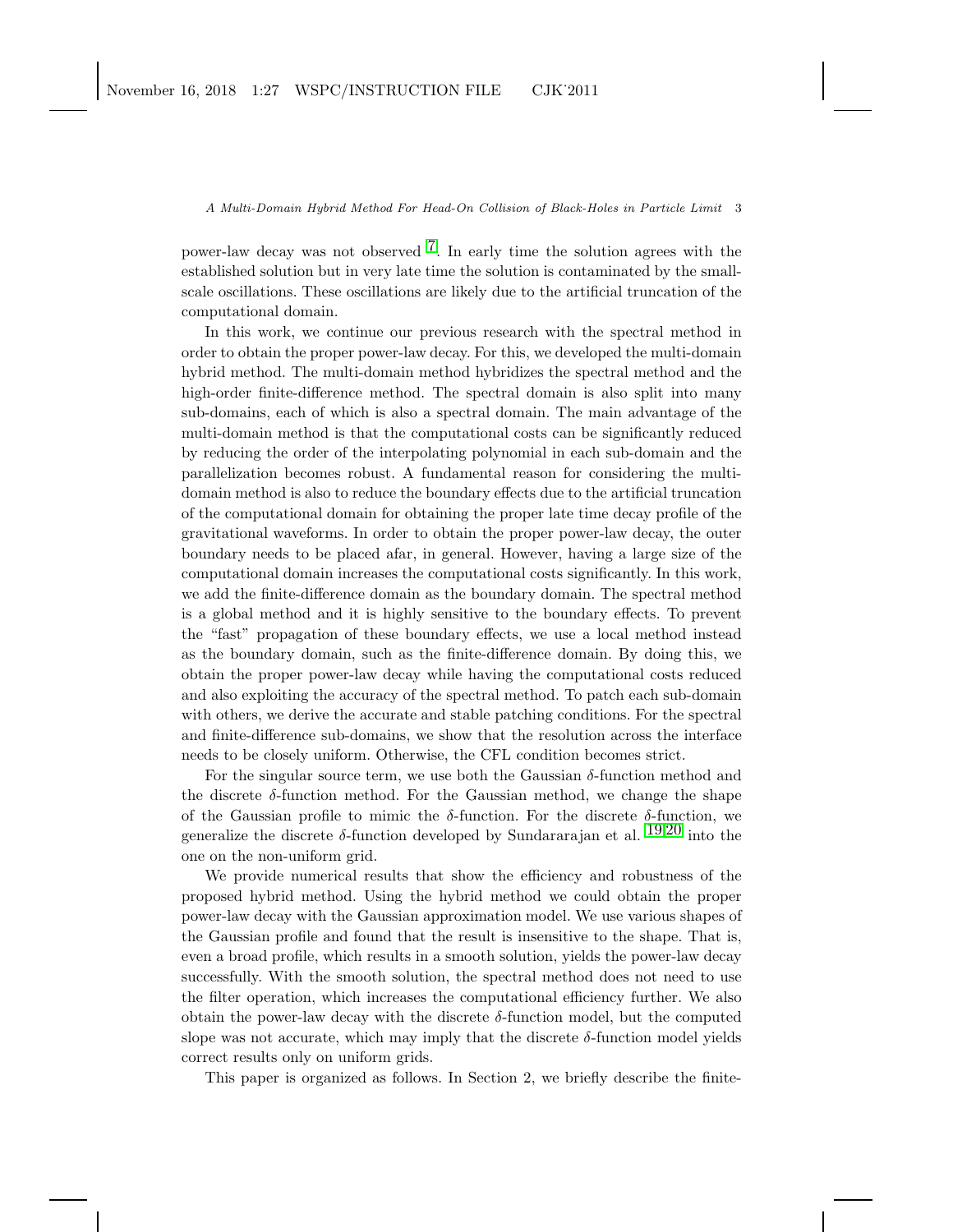power-law decay was not observed [7]. In early time the solution agrees with the established solution but in very late time the solution is contaminated by the small-scale oscillations. These oscillations are likely due to the artificial truncation of the computational domain.

In this work, we continue our previous research with the spectral method in order to obtain the proper power-law decay. For this, we developed the multi-domain hybrid method. The multi-domain method hybridizes the spectral method and the high-order finite-difference method. The spectral domain is also split into many sub-domains, each of which is also a spectral domain. The main advantage of the multi-domain method is that the computational costs can be significantly reduced by reducing the order of the interpolating polynomial in each sub-domain and the parallelization becomes robust. A fundamental reason for considering the multi-domain method is also to reduce the boundary effects due to the artificial truncation of the computational domain for obtaining the proper late time decay profile of the gravitational waveforms. In order to obtain the proper power-law decay, the outer boundary needs to be placed afar, in general. However, having a large size of the computational domain increases the computational costs significantly. In this work, we add the finite-difference domain as the boundary domain. The spectral method is a global method and it is highly sensitive to the boundary effects. To prevent the "fast" propagation of these boundary effects, we use a local method instead as the boundary domain, such as the finite-difference domain. By doing this, we obtain the proper power-law decay while having the computational costs reduced and also exploiting the accuracy of the spectral method. To patch each sub-domain with others, we derive the accurate and stable patching conditions. For the spectral and finite-difference sub-domains, we show that the resolution across the interface needs to be closely uniform. Otherwise, the CFL condition becomes strict.

For the singular source term, we use both the Gaussian $\delta$-function method and the discrete $\delta$-function method. For the Gaussian method, we change the shape of the Gaussian profile to mimic the $\delta$-function. For the discrete $\delta$-function, we generalize the discrete $\delta$-function developed by Sundararajan et al. [19,20] into the one on the non-uniform grid.

We provide numerical results that show the efficiency and robustness of the proposed hybrid method. Using the hybrid method we could obtain the proper power-law decay with the Gaussian approximation model. We use various shapes of the Gaussian profile and found that the result is insensitive to the shape. That is, even a broad profile, which results in a smooth solution, yields the power-law decay successfully. With the smooth solution, the spectral method does not need to use the filter operation, which increases the computational efficiency further. We also obtain the power-law decay with the discrete $\delta$-function model, but the computed slope was not accurate, which may imply that the discrete $\delta$-function model yields correct results only on uniform grids.

This paper is organized as follows. In Section 2, we briefly describe the finite-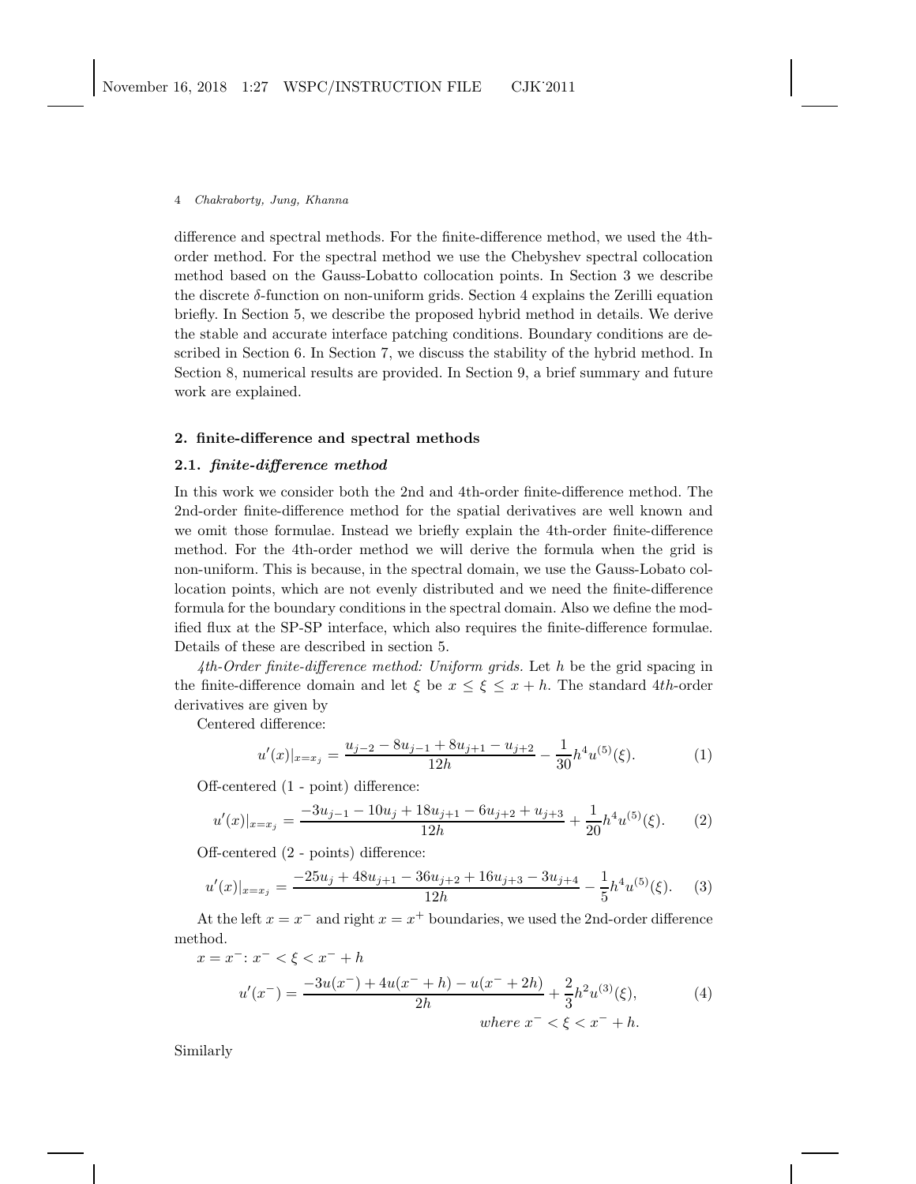difference and spectral methods. For the finite-difference method, we used the 4th-order method. For the spectral method we use the Chebyshev spectral collocation method based on the Gauss-Lobatto collocation points. In Section 3 we describe the discrete $\delta$-function on non-uniform grids. Section 4 explains the Zerilli equation briefly. In Section 5, we describe the proposed hybrid method in details. We derive the stable and accurate interface patching conditions. Boundary conditions are described in Section 6. In Section 7, we discuss the stability of the hybrid method. In Section 8, numerical results are provided. In Section 9, a brief summary and future work are explained.

## 2. finite-difference and spectral methods

### 2.1. *finite-difference method*

In this work we consider both the 2nd and 4th-order finite-difference method. The 2nd-order finite-difference method for the spatial derivatives are well known and we omit those formulae. Instead we briefly explain the 4th-order finite-difference method. For the 4th-order method we will derive the formula when the grid is non-uniform. This is because, in the spectral domain, we use the Gauss-Lobato collocation points, which are not evenly distributed and we need the finite-difference formula for the boundary conditions in the spectral domain. Also we define the modified flux at the SP-SP interface, which also requires the finite-difference formulae. Details of these are described in section 5.

*4th-Order finite-difference method: Uniform grids.* Let $h$ be the grid spacing in the finite-difference domain and let $\xi$ be $x \leq \xi \leq x+h$. The standard $4th$-order derivatives are given by

Centered difference:

$$u'(x)|_{x=x_j} = \frac{u_{j-2} - 8u_{j-1} + 8u_{j+1} - u_{j+2}}{12h} - \frac{1}{30}h^4 u^{(5)}(\xi). \tag{1}$$

Off-centered (1 - point) difference:

$$u'(x)|_{x=x_j} = \frac{-3u_{j-1} - 10u_j + 18u_{j+1} - 6u_{j+2} + u_{j+3}}{12h} + \frac{1}{20}h^4 u^{(5)}(\xi). \tag{2}$$

Off-centered (2 - points) difference:

$$u'(x)|_{x=x_j} = \frac{-25u_j + 48u_{j+1} - 36u_{j+2} + 16u_{j+3} - 3u_{j+4}}{12h} - \frac{1}{5}h^4 u^{(5)}(\xi). \tag{3}$$

At the left $x = x^-$ and right $x = x^+$ boundaries, we used the 2nd-order difference method.

$x = x^-$: $x^- < \xi < x^- + h$

$$u'(x^-) = \frac{-3u(x^-) + 4u(x^- + h) - u(x^- + 2h)}{2h} + \frac{2}{3}h^2 u^{(3)}(\xi), \tag{4}$$

$$where \ x^- < \xi < x^- + h.$$

Similarly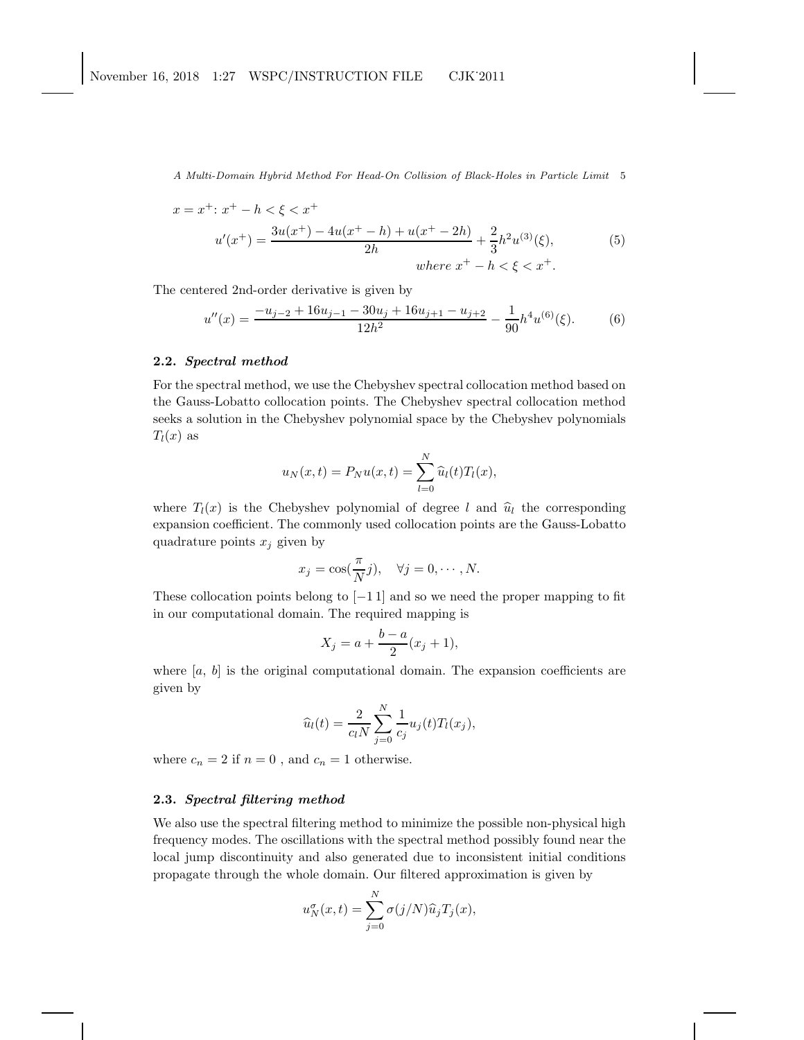$x = x^{+}$: $x^{+} - h < \xi < x^{+}$

$$u'(x^{+}) = \frac{3u(x^{+}) - 4u(x^{+} - h) + u(x^{+} - 2h)}{2h} + \frac{2}{3}h^2 u^{(3)}(\xi), \tag{5}$$
$$\textit{where } x^{+} - h < \xi < x^{+}.$$

The centered 2nd-order derivative is given by

$$u''(x) = \frac{-u_{j-2} + 16u_{j-1} - 30u_j + 16u_{j+1} - u_{j+2}}{12h^2} - \frac{1}{90}h^4 u^{(6)}(\xi). \tag{6}$$

### 2.2. *Spectral method*

For the spectral method, we use the Chebyshev spectral collocation method based on the Gauss-Lobatto collocation points. The Chebyshev spectral collocation method seeks a solution in the Chebyshev polynomial space by the Chebyshev polynomials $T_l(x)$ as

$$u_N(x,t) = P_N u(x,t) = \sum_{l=0}^{N} \widehat{u}_l(t) T_l(x),$$

where $T_l(x)$ is the Chebyshev polynomial of degree $l$ and $\widehat{u}_l$ the corresponding expansion coefficient. The commonly used collocation points are the Gauss-Lobatto quadrature points $x_j$ given by

$$x_j = \cos(\frac{\pi}{N}j), \quad \forall j = 0, \cdots, N.$$

These collocation points belong to $[-1\,1]$ and so we need the proper mapping to fit in our computational domain. The required mapping is

$$X_j = a + \frac{b-a}{2}(x_j + 1),$$

where $[a,\, b]$ is the original computational domain. The expansion coefficients are given by

$$\widehat{u}_l(t) = \frac{2}{c_l N} \sum_{j=0}^{N} \frac{1}{c_j} u_j(t) T_l(x_j),$$

where $c_n = 2$ if $n = 0$ , and $c_n = 1$ otherwise.

### 2.3. *Spectral filtering method*

We also use the spectral filtering method to minimize the possible non-physical high frequency modes. The oscillations with the spectral method possibly found near the local jump discontinuity and also generated due to inconsistent initial conditions propagate through the whole domain. Our filtered approximation is given by

$$u_N^{\sigma}(x,t) = \sum_{j=0}^{N} \sigma(j/N) \widehat{u}_j T_j(x),$$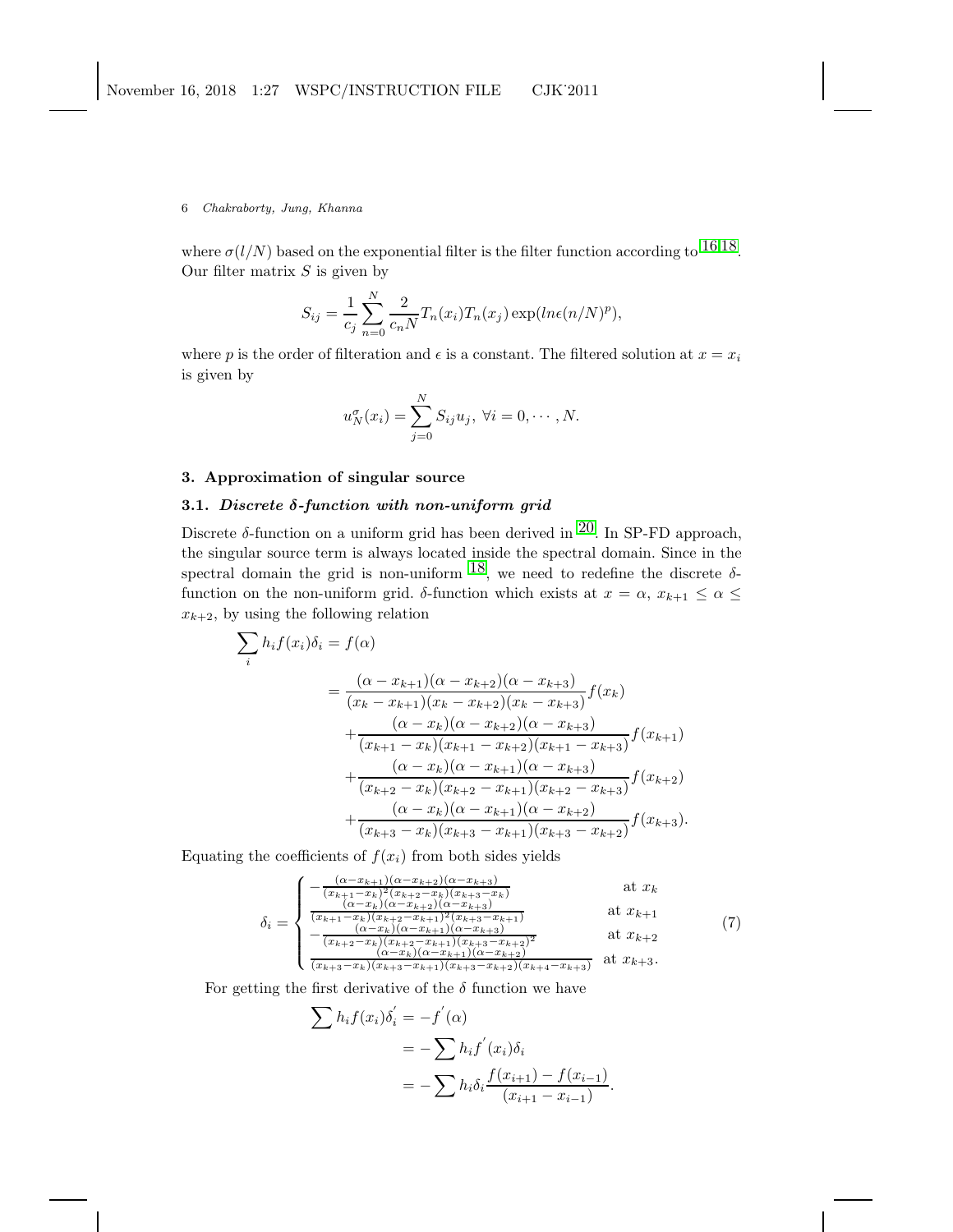where $\sigma(l/N)$ based on the exponential filter is the filter function according to [16,18]. Our filter matrix $S$ is given by

$$S_{ij} = \frac{1}{c_j} \sum_{n=0}^{N} \frac{2}{c_n N} T_n(x_i) T_n(x_j) \exp(ln\epsilon (n/N)^p),$$

where $p$ is the order of filteration and $\epsilon$ is a constant. The filtered solution at $x = x_i$ is given by

$$u_N^{\sigma}(x_i) = \sum_{j=0}^{N} S_{ij} u_j, \ \forall i = 0, \cdots, N.$$

## 3. Approximation of singular source

### 3.1. *Discrete δ-function with non-uniform grid*

Discrete δ-function on a uniform grid has been derived in [20]. In SP-FD approach, the singular source term is always located inside the spectral domain. Since in the spectral domain the grid is non-uniform [18], we need to redefine the discrete δ-function on the non-uniform grid. δ-function which exists at $x = \alpha$, $x_{k+1} \leq \alpha \leq x_{k+2}$, by using the following relation

$$\begin{aligned}
\sum_i h_i f(x_i)\delta_i = f(\alpha) \\
&= \frac{(\alpha - x_{k+1})(\alpha - x_{k+2})(\alpha - x_{k+3})}{(x_k - x_{k+1})(x_k - x_{k+2})(x_k - x_{k+3})} f(x_k) \\
&+ \frac{(\alpha - x_k)(\alpha - x_{k+2})(\alpha - x_{k+3})}{(x_{k+1} - x_k)(x_{k+1} - x_{k+2})(x_{k+1} - x_{k+3})} f(x_{k+1}) \\
&+ \frac{(\alpha - x_k)(\alpha - x_{k+1})(\alpha - x_{k+3})}{(x_{k+2} - x_k)(x_{k+2} - x_{k+1})(x_{k+2} - x_{k+3})} f(x_{k+2}) \\
&+ \frac{(\alpha - x_k)(\alpha - x_{k+1})(\alpha - x_{k+2})}{(x_{k+3} - x_k)(x_{k+3} - x_{k+1})(x_{k+3} - x_{k+2})} f(x_{k+3}).
\end{aligned}$$

Equating the coefficients of $f(x_i)$ from both sides yields

$$\delta_i = \begin{cases}
-\frac{(\alpha - x_{k+1})(\alpha - x_{k+2})(\alpha - x_{k+3})}{(x_{k+1} - x_k)^2 (x_{k+2} - x_k)(x_{k+3} - x_k)} & \text{at } x_k \\
\frac{(\alpha - x_k)(\alpha - x_{k+2})(\alpha - x_{k+3})}{(x_{k+1} - x_k)(x_{k+2} - x_{k+1})^2 (x_{k+3} - x_{k+1})} & \text{at } x_{k+1} \\
-\frac{(\alpha - x_k)(\alpha - x_{k+1})(\alpha - x_{k+3})}{(x_{k+2} - x_k)(x_{k+2} - x_{k+1})(x_{k+3} - x_{k+2})^2} & \text{at } x_{k+2} \\
\frac{(\alpha - x_k)(\alpha - x_{k+1})(\alpha - x_{k+2})}{(x_{k+3} - x_k)(x_{k+3} - x_{k+1})(x_{k+3} - x_{k+2})(x_{k+4} - x_{k+3})} & \text{at } x_{k+3}.
\end{cases} \tag{7}$$

For getting the first derivative of the δ function we have

$$\begin{aligned}
\sum h_i f(x_i)\delta_i^{'} &= -f^{'}(\alpha) \\
&= -\sum h_i f^{'}(x_i)\delta_i \\
&= -\sum h_i \delta_i \frac{f(x_{i+1}) - f(x_{i-1})}{(x_{i+1} - x_{i-1})}.
\end{aligned}$$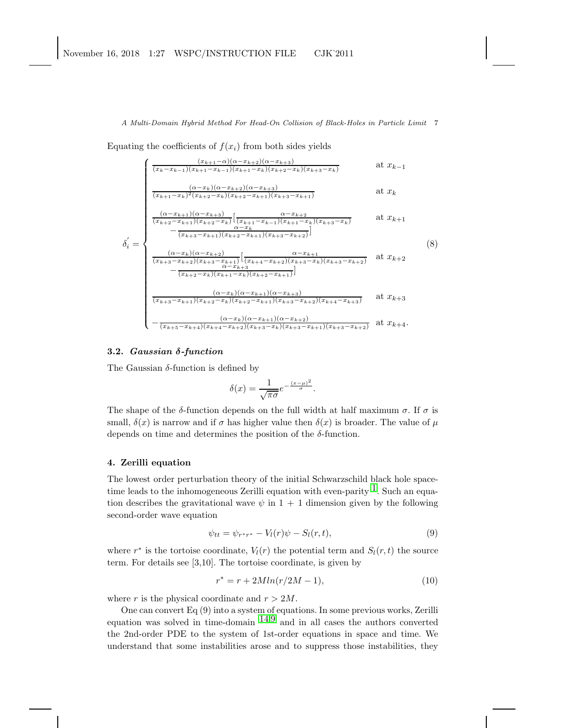Equating the coefficients of $f(x_i)$ from both sides yields

$$
\delta_i^{'} = \begin{cases}
\frac{(x_{k+1}-\alpha)(\alpha-x_{k+2})(\alpha-x_{k+3})}{(x_k-x_{k-1})(x_{k+1}-x_{k-1})(x_{k+1}-x_k)(x_{k+2}-x_k)(x_{k+3}-x_k)} & \text{at } x_{k-1} \\
\frac{(\alpha-x_k)(\alpha-x_{k+2})(\alpha-x_{k+3})}{(x_{k+1}-x_k)^2(x_{k+2}-x_k)(x_{k+2}-x_{k+1})(x_{k+3}-x_{k+1})} & \text{at } x_k \\
\frac{(\alpha-x_{k+1})(\alpha-x_{k+3})}{(x_{k+2}-x_{k+1})(x_{k+2}-x_k)}\Big[\frac{\alpha-x_{k+2}}{(x_{k+1}-x_{k-1})(x_{k+1}-x_k)(x_{k+3}-x_k)} \\
\quad -\frac{\alpha-x_k}{(x_{k+3}-x_{k+1})(x_{k+2}-x_{k+1})(x_{k+3}-x_{k+2})}\Big] & \text{at } x_{k+1} \\
\frac{(\alpha-x_k)(\alpha-x_{k+2})}{(x_{k+3}-x_{k+2})(x_{k+3}-x_{k+1})}\Big[\frac{\alpha-x_{k+1}}{(x_{k+4}-x_{k+2})(x_{k+3}-x_k)(x_{k+3}-x_{k+2})} \\
\quad -\frac{\alpha-x_{k+3}}{(x_{k+2}-x_k)(x_{k+1}-x_k)(x_{k+2}-x_{k+1})}\Big] & \text{at } x_{k+2} \\
\frac{(\alpha-x_k)(\alpha-x_{k+1})(\alpha-x_{k+3})}{(x_{k+3}-x_{k+1})(x_{k+2}-x_k)(x_{k+2}-x_{k+1})(x_{k+3}-x_{k+2})(x_{k+4}-x_{k+3})} & \text{at } x_{k+3} \\
-\frac{(\alpha-x_k)(\alpha-x_{k+1})(\alpha-x_{k+2})}{(x_{k+5}-x_{k+4})(x_{k+4}-x_{k+2})(x_{k+3}-x_k)(x_{k+3}-x_{k+1})(x_{k+3}-x_{k+2})} & \text{at } x_{k+4}.
\end{cases} \tag{8}
$$

### 3.2. *Gaussian δ-function*

The Gaussian $\delta$-function is defined by

$$\delta(x) = \frac{1}{\sqrt{\pi\sigma}} e^{-\frac{(x-\mu)^2}{\sigma}}.$$

The shape of the $\delta$-function depends on the full width at half maximum $\sigma$. If $\sigma$ is small, $\delta(x)$ is narrow and if $\sigma$ has higher value then $\delta(x)$ is broader. The value of $\mu$ depends on time and determines the position of the $\delta$-function.

## 4. Zerilli equation

The lowest order perturbation theory of the initial Schwarzschild black hole space-time leads to the inhomogeneous Zerilli equation with even-parity [1]. Such an equation describes the gravitational wave $\psi$ in 1 + 1 dimension given by the following second-order wave equation

$$\psi_{tt} = \psi_{r^*r^*} - V_l(r)\psi - S_l(r,t), \tag{9}$$

where $r^*$ is the tortoise coordinate, $V_l(r)$ the potential term and $S_l(r,t)$ the source term. For details see [3,10]. The tortoise coordinate, is given by

$$r^* = r + 2M ln(r/2M - 1), \tag{10}$$

where $r$ is the physical coordinate and $r > 2M$.

One can convert Eq (9) into a system of equations. In some previous works, Zerilli equation was solved in time-domain [14,9] and in all cases the authors converted the 2nd-order PDE to the system of 1st-order equations in space and time. We understand that some instabilities arose and to suppress those instabilities, they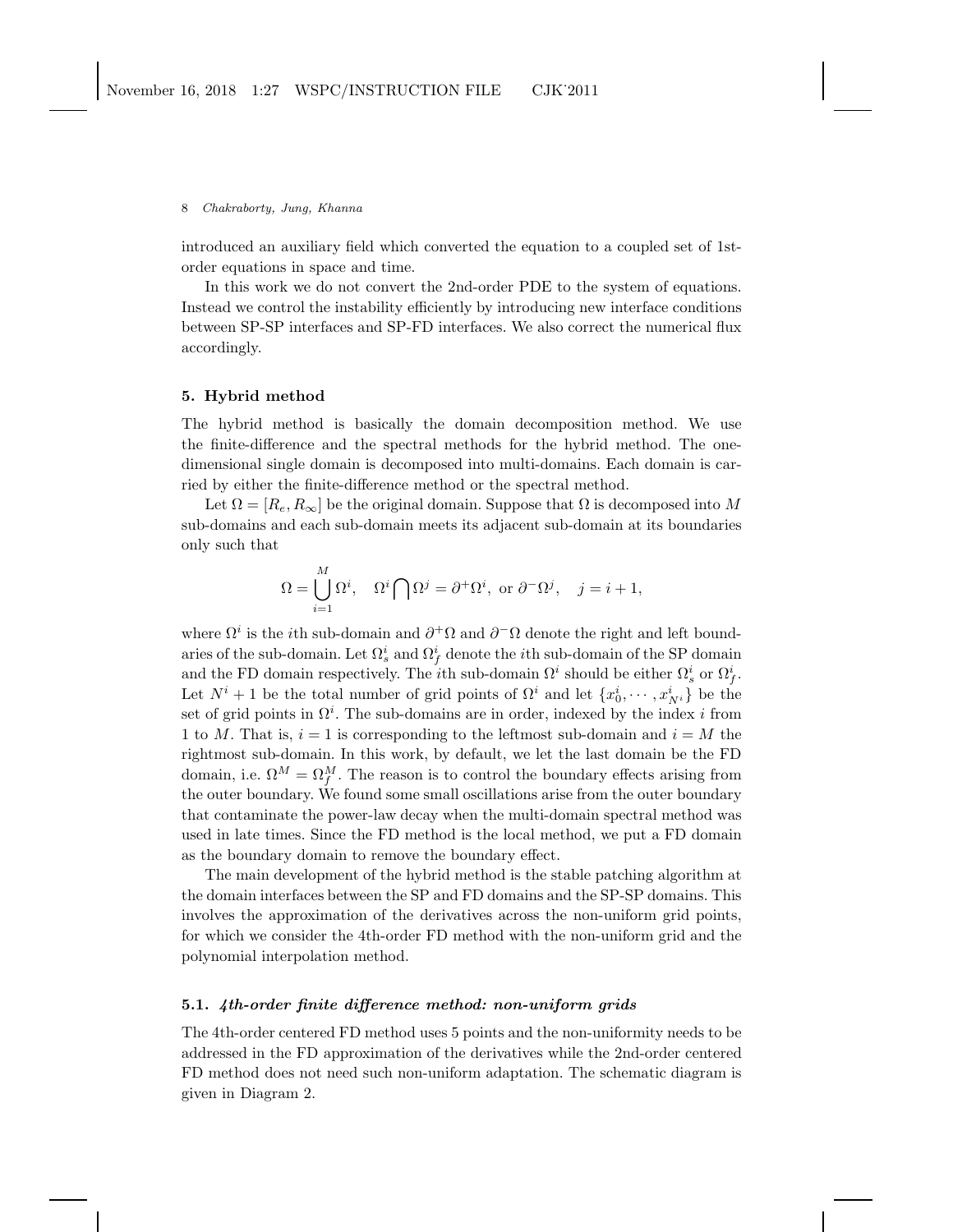introduced an auxiliary field which converted the equation to a coupled set of 1st-order equations in space and time.

In this work we do not convert the 2nd-order PDE to the system of equations. Instead we control the instability efficiently by introducing new interface conditions between SP-SP interfaces and SP-FD interfaces. We also correct the numerical flux accordingly.

## 5. Hybrid method

The hybrid method is basically the domain decomposition method. We use the finite-difference and the spectral methods for the hybrid method. The one-dimensional single domain is decomposed into multi-domains. Each domain is carried by either the finite-difference method or the spectral method.

Let $\Omega = [R_e, R_\infty]$ be the original domain. Suppose that $\Omega$ is decomposed into $M$ sub-domains and each sub-domain meets its adjacent sub-domain at its boundaries only such that

$$\Omega = \bigcup_{i=1}^{M} \Omega^i, \quad \Omega^i \bigcap \Omega^j = \partial^+ \Omega^i, \text{ or } \partial^- \Omega^j, \quad j = i+1,$$

where $\Omega^i$ is the $i$th sub-domain and $\partial^+\Omega$ and $\partial^-\Omega$ denote the right and left boundaries of the sub-domain. Let $\Omega_s^i$ and $\Omega_f^i$ denote the $i$th sub-domain of the SP domain and the FD domain respectively. The $i$th sub-domain $\Omega^i$ should be either $\Omega_s^i$ or $\Omega_f^i$. Let $N^i + 1$ be the total number of grid points of $\Omega^i$ and let $\{x_0^i, \cdots, x_{N^i}^i\}$ be the set of grid points in $\Omega^i$. The sub-domains are in order, indexed by the index $i$ from 1 to $M$. That is, $i = 1$ is corresponding to the leftmost sub-domain and $i = M$ the rightmost sub-domain. In this work, by default, we let the last domain be the FD domain, i.e. $\Omega^M = \Omega_f^M$. The reason is to control the boundary effects arising from the outer boundary. We found some small oscillations arise from the outer boundary that contaminate the power-law decay when the multi-domain spectral method was used in late times. Since the FD method is the local method, we put a FD domain as the boundary domain to remove the boundary effect.

The main development of the hybrid method is the stable patching algorithm at the domain interfaces between the SP and FD domains and the SP-SP domains. This involves the approximation of the derivatives across the non-uniform grid points, for which we consider the 4th-order FD method with the non-uniform grid and the polynomial interpolation method.

### 5.1. *4th-order finite difference method: non-uniform grids*

The 4th-order centered FD method uses 5 points and the non-uniformity needs to be addressed in the FD approximation of the derivatives while the 2nd-order centered FD method does not need such non-uniform adaptation. The schematic diagram is given in Diagram 2.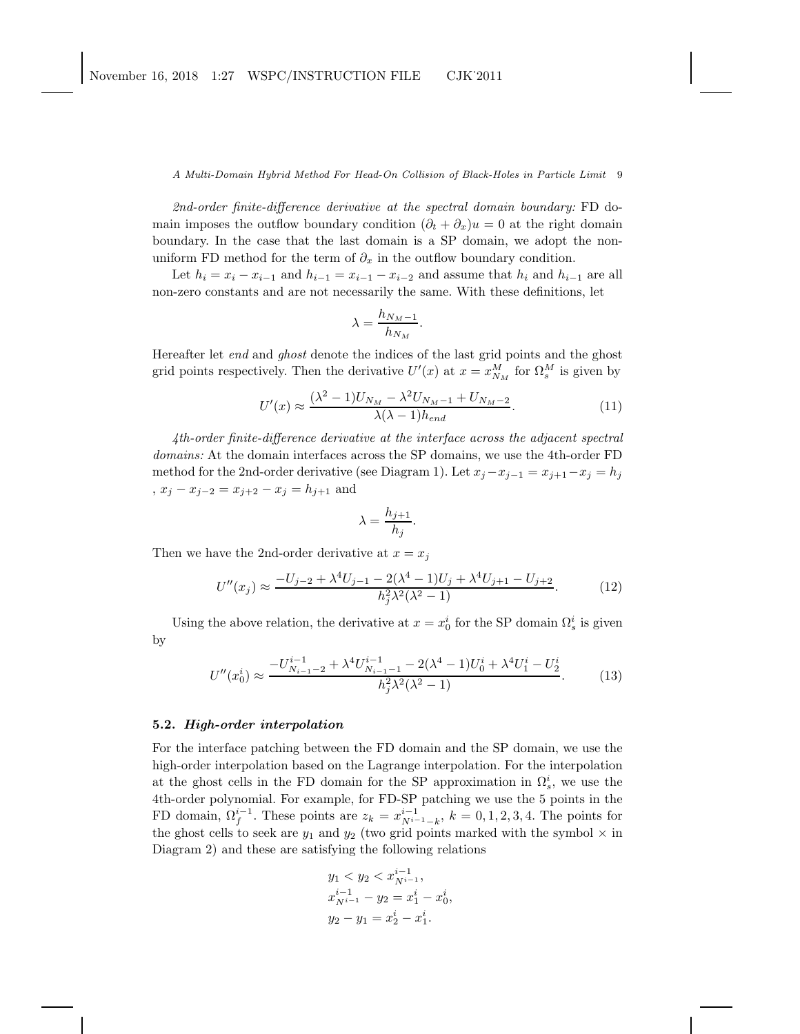*2nd-order finite-difference derivative at the spectral domain boundary:* FD domain imposes the outflow boundary condition $(\partial_t + \partial_x)u = 0$ at the right domain boundary. In the case that the last domain is a SP domain, we adopt the non-uniform FD method for the term of $\partial_x$ in the outflow boundary condition.

Let $h_i = x_i - x_{i-1}$ and $h_{i-1} = x_{i-1} - x_{i-2}$ and assume that $h_i$ and $h_{i-1}$ are all non-zero constants and are not necessarily the same. With these definitions, let

$$\lambda = \frac{h_{N_M-1}}{h_{N_M}}.$$

Hereafter let *end* and *ghost* denote the indices of the last grid points and the ghost grid points respectively. Then the derivative $U'(x)$ at $x = x^M_{N_M}$ for $\Omega^M_s$ is given by

$$U'(x) \approx \frac{(\lambda^2 - 1)U_{N_M} - \lambda^2 U_{N_M-1} + U_{N_M-2}}{\lambda(\lambda - 1)h_{end}}. \tag{11}$$

*4th-order finite-difference derivative at the interface across the adjacent spectral domains:* At the domain interfaces across the SP domains, we use the 4th-order FD method for the 2nd-order derivative (see Diagram 1). Let $x_j - x_{j-1} = x_{j+1} - x_j = h_j$ , $x_j - x_{j-2} = x_{j+2} - x_j = h_{j+1}$ and

$$\lambda = \frac{h_{j+1}}{h_j}.$$

Then we have the 2nd-order derivative at $x = x_j$

$$U''(x_j) \approx \frac{-U_{j-2} + \lambda^4 U_{j-1} - 2(\lambda^4 - 1)U_j + \lambda^4 U_{j+1} - U_{j+2}}{h_j^2 \lambda^2 (\lambda^2 - 1)}. \tag{12}$$

Using the above relation, the derivative at $x = x^i_0$ for the SP domain $\Omega^i_s$ is given by

$$U''(x^i_0) \approx \frac{-U^{i-1}_{N_{i-1}-2} + \lambda^4 U^{i-1}_{N_{i-1}-1} - 2(\lambda^4 - 1)U^i_0 + \lambda^4 U^i_1 - U^i_2}{h_j^2 \lambda^2 (\lambda^2 - 1)}. \tag{13}$$

### 5.2. *High-order interpolation*

For the interface patching between the FD domain and the SP domain, we use the high-order interpolation based on the Lagrange interpolation. For the interpolation at the ghost cells in the FD domain for the SP approximation in $\Omega^i_s$, we use the 4th-order polynomial. For example, for FD-SP patching we use the 5 points in the FD domain, $\Omega^{i-1}_f$. These points are $z_k = x^{i-1}_{N^{i-1}-k}$, $k = 0, 1, 2, 3, 4$. The points for the ghost cells to seek are $y_1$ and $y_2$ (two grid points marked with the symbol $\times$ in Diagram 2) and these are satisfying the following relations

$$y_1 < y_2 < x^{i-1}_{N^{i-1}},$$
$$x^{i-1}_{N^{i-1}} - y_2 = x^i_1 - x^i_0,$$
$$y_2 - y_1 = x^i_2 - x^i_1.$$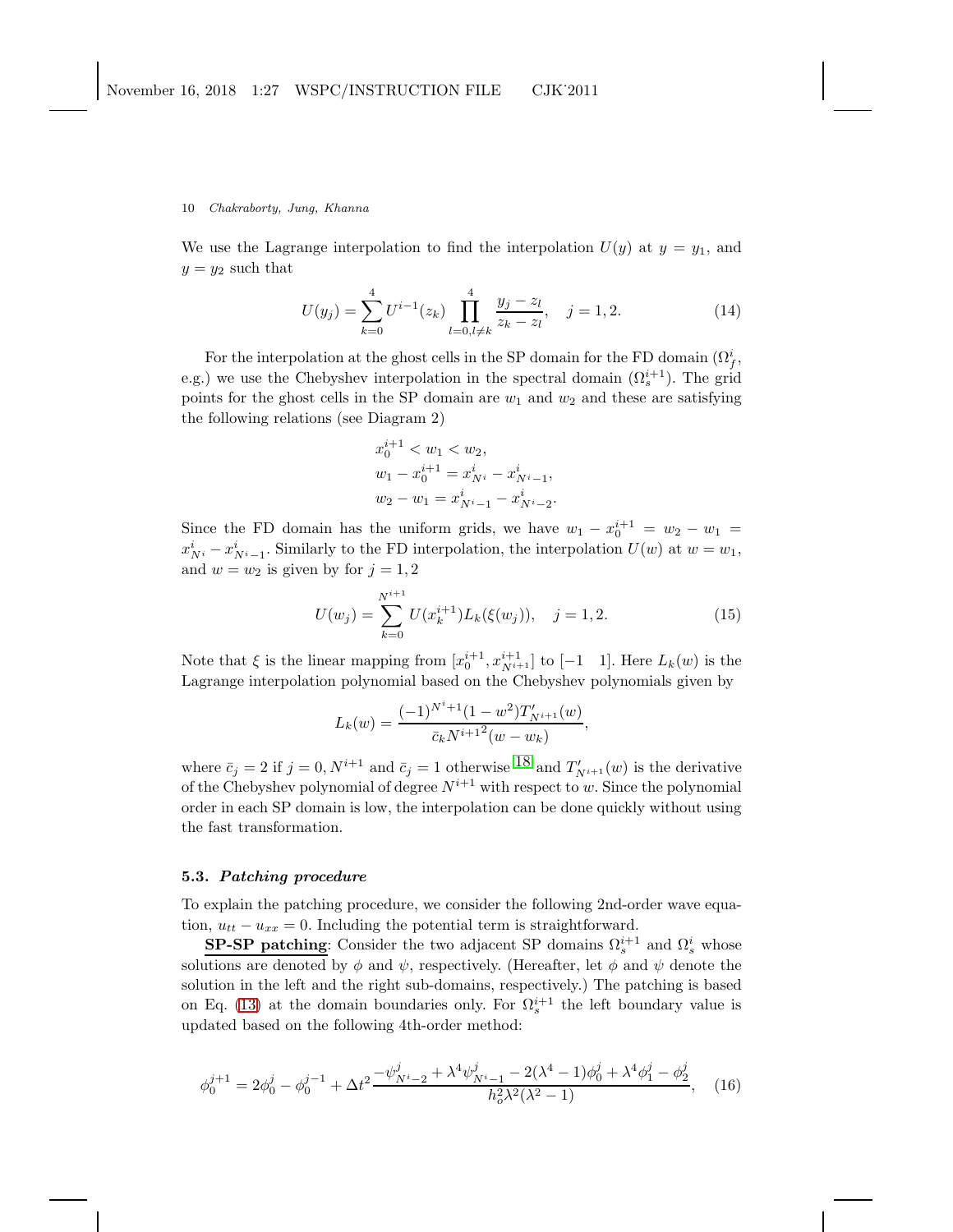We use the Lagrange interpolation to find the interpolation $U(y)$ at $y = y_1$, and $y = y_2$ such that

$$U(y_j) = \sum_{k=0}^{4} U^{i-1}(z_k) \prod_{l=0, l\neq k}^{4} \frac{y_j - z_l}{z_k - z_l}, \quad j = 1, 2. \tag{14}$$

For the interpolation at the ghost cells in the SP domain for the FD domain ($\Omega_f^i$, e.g.) we use the Chebyshev interpolation in the spectral domain ($\Omega_s^{i+1}$). The grid points for the ghost cells in the SP domain are $w_1$ and $w_2$ and these are satisfying the following relations (see Diagram 2)

$$\begin{aligned}
&x_0^{i+1} < w_1 < w_2, \\
&w_1 - x_0^{i+1} = x_{N^i}^i - x_{N^i-1}^i, \\
&w_2 - w_1 = x_{N^i-1}^i - x_{N^i-2}^i.
\end{aligned}$$

Since the FD domain has the uniform grids, we have $w_1 - x_0^{i+1} = w_2 - w_1 = x_{N^i}^i - x_{N^i-1}^i$. Similarly to the FD interpolation, the interpolation $U(w)$ at $w = w_1$, and $w = w_2$ is given by for $j = 1, 2$

$$U(w_j) = \sum_{k=0}^{N^{i+1}} U(x_k^{i+1}) L_k(\xi(w_j)), \quad j = 1, 2. \tag{15}$$

Note that $\xi$ is the linear mapping from $[x_0^{i+1}, x_{N^{i+1}}^{i+1}]$ to $[-1 \quad 1]$. Here $L_k(w)$ is the Lagrange interpolation polynomial based on the Chebyshev polynomials given by

$$L_k(w) = \frac{(-1)^{N^i+1}(1-w^2)T'_{N^{i+1}}(w)}{\bar{c}_k {N^{i+1}}^2 (w - w_k)},$$

where $\bar{c}_j = 2$ if $j = 0, N^{i+1}$ and $\bar{c}_j = 1$ otherwise [18] and $T'_{N^{i+1}}(w)$ is the derivative of the Chebyshev polynomial of degree $N^{i+1}$ with respect to $w$. Since the polynomial order in each SP domain is low, the interpolation can be done quickly without using the fast transformation.

### 5.3. *Patching procedure*

To explain the patching procedure, we consider the following 2nd-order wave equation, $u_{tt} - u_{xx} = 0$. Including the potential term is straightforward.

**SP-SP patching**: Consider the two adjacent SP domains $\Omega_s^{i+1}$ and $\Omega_s^i$ whose solutions are denoted by $\phi$ and $\psi$, respectively. (Hereafter, let $\phi$ and $\psi$ denote the solution in the left and the right sub-domains, respectively.) The patching is based on Eq. (13) at the domain boundaries only. For $\Omega_s^{i+1}$ the left boundary value is updated based on the following 4th-order method:

$$\phi_0^{j+1} = 2\phi_0^j - \phi_0^{j-1} + \Delta t^2 \frac{-\psi_{N^i-2}^j + \lambda^4 \psi_{N^i-1}^j - 2(\lambda^4 - 1)\phi_0^j + \lambda^4 \phi_1^j - \phi_2^j}{h_o^2 \lambda^2 (\lambda^2 - 1)}, \tag{16}$$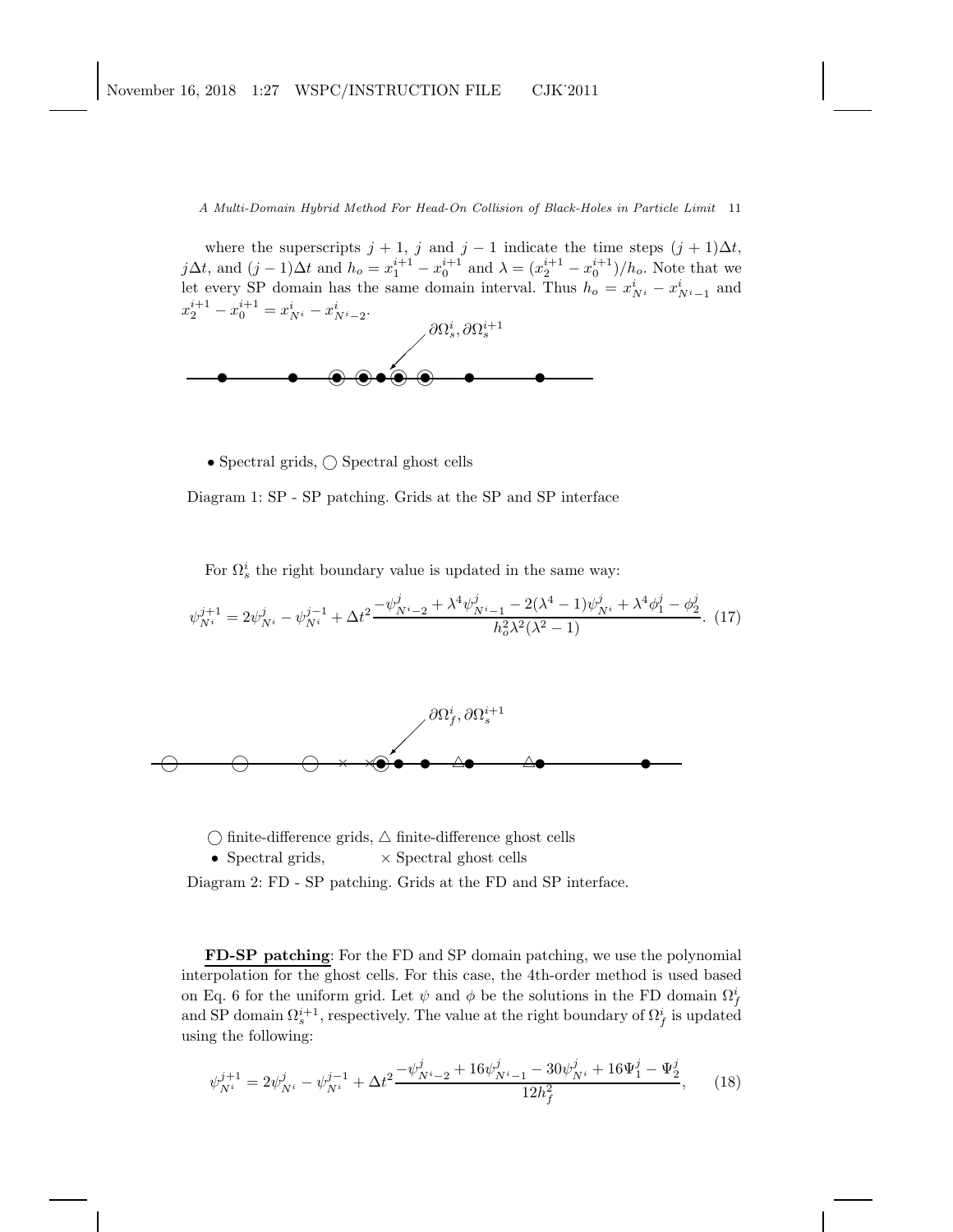where the superscripts $j+1$, $j$ and $j-1$ indicate the time steps $(j+1)\Delta t$, $j\Delta t$, and $(j-1)\Delta t$ and $h_o = x_1^{i+1} - x_0^{i+1}$ and $\lambda = (x_2^{i+1} - x_0^{i+1})/h_o$. Note that we let every SP domain has the same domain interval. Thus $h_o = x_{N^i}^i - x_{N^i-1}^i$ and $x_2^{i+1} - x_0^{i+1} = x_{N^i}^i - x_{N^i-2}^i$.

$\partial\Omega_s^i, \partial\Omega_s^{i+1}$

• Spectral grids, ◯ Spectral ghost cells

Diagram 1: SP - SP patching. Grids at the SP and SP interface

For $\Omega_s^i$ the right boundary value is updated in the same way:

$$\psi_{N^i}^{j+1} = 2\psi_{N^i}^j - \psi_{N^i}^{j-1} + \Delta t^2 \frac{-\psi_{N^i-2}^j + \lambda^4 \psi_{N^i-1}^j - 2(\lambda^4 - 1)\psi_{N^i}^j + \lambda^4 \phi_1^j - \phi_2^j}{h_o^2 \lambda^2 (\lambda^2 - 1)}. \quad (17)$$

$\partial\Omega_f^i, \partial\Omega_s^{i+1}$

◯ finite-difference grids, △ finite-difference ghost cells

• Spectral grids, × Spectral ghost cells

Diagram 2: FD - SP patching. Grids at the FD and SP interface.

**FD-SP patching**: For the FD and SP domain patching, we use the polynomial interpolation for the ghost cells. For this case, the 4th-order method is used based on Eq. 6 for the uniform grid. Let $\psi$ and $\phi$ be the solutions in the FD domain $\Omega_f^i$ and SP domain $\Omega_s^{i+1}$, respectively. The value at the right boundary of $\Omega_f^i$ is updated using the following:

$$\psi_{N^i}^{j+1} = 2\psi_{N^i}^j - \psi_{N^i}^{j-1} + \Delta t^2 \frac{-\psi_{N^i-2}^j + 16\psi_{N^i-1}^j - 30\psi_{N^i}^j + 16\Psi_1^j - \Psi_2^j}{12h_f^2}, \quad (18)$$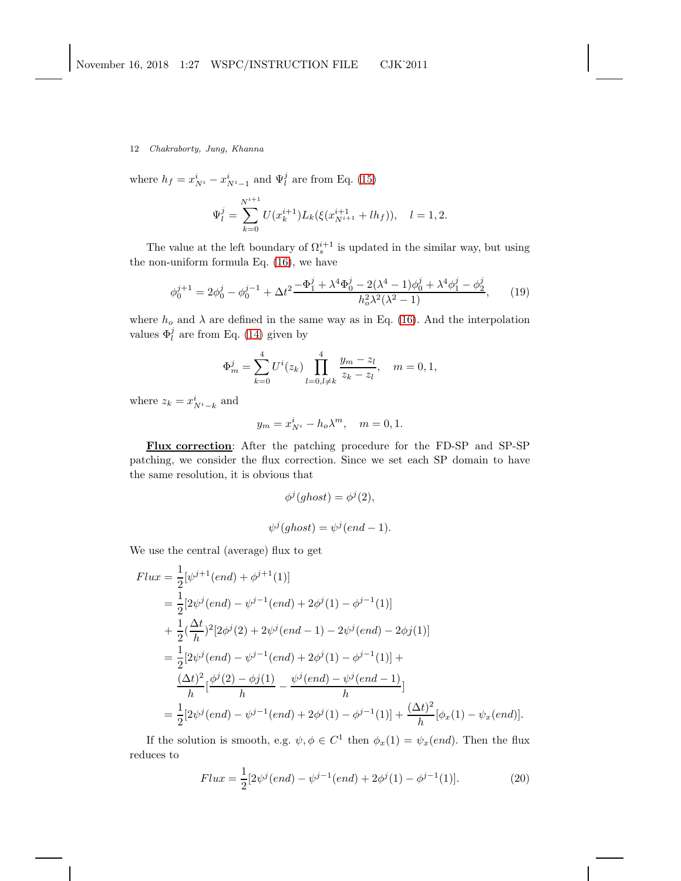where $h_f = x^i_{N^i} - x^i_{N^i-1}$ and $\Psi^j_l$ are from Eq. (15)

$$\Psi^j_l = \sum_{k=0}^{N^{i+1}} U(x^{i+1}_k) L_k(\xi(x^{i+1}_{N^{i+1}} + lh_f)), \quad l = 1, 2.$$

The value at the left boundary of $\Omega^{i+1}_s$ is updated in the similar way, but using the non-uniform formula Eq. (16), we have

$$\phi^{j+1}_0 = 2\phi^j_0 - \phi^{j-1}_0 + \Delta t^2 \frac{-\Phi^j_1 + \lambda^4 \Phi^j_0 - 2(\lambda^4 - 1)\phi^j_0 + \lambda^4 \phi^j_1 - \phi^j_2}{h_o^2 \lambda^2 (\lambda^2 - 1)}, \tag{19}$$

where $h_o$ and $\lambda$ are defined in the same way as in Eq. (16). And the interpolation values $\Phi^j_l$ are from Eq. (14) given by

$$\Phi^j_m = \sum_{k=0}^{4} U^i(z_k) \prod_{l=0, l\neq k}^{4} \frac{y_m - z_l}{z_k - z_l}, \quad m = 0, 1,$$

where $z_k = x^i_{N^i-k}$ and

$$y_m = x^i_{N^i} - h_o \lambda^m, \quad m = 0, 1.$$

**Flux correction**: After the patching procedure for the FD-SP and SP-SP patching, we consider the flux correction. Since we set each SP domain to have the same resolution, it is obvious that

$$\phi^j(ghost) = \phi^j(2),$$

$$\psi^j(ghost) = \psi^j(end - 1).$$

We use the central (average) flux to get

$$\begin{aligned}
Flux &= \frac{1}{2}[\psi^{j+1}(end) + \phi^{j+1}(1)] \\
&= \frac{1}{2}[2\psi^j(end) - \psi^{j-1}(end) + 2\phi^j(1) - \phi^{j-1}(1)] \\
&+ \frac{1}{2}(\frac{\Delta t}{h})^2[2\phi^j(2) + 2\psi^j(end-1) - 2\psi^j(end) - 2\phi j(1)] \\
&= \frac{1}{2}[2\psi^j(end) - \psi^{j-1}(end) + 2\phi^j(1) - \phi^{j-1}(1)] + \\
&\quad \frac{(\Delta t)^2}{h}[\frac{\phi^j(2) - \phi j(1)}{h} - \frac{\psi^j(end) - \psi^j(end-1)}{h}] \\
&= \frac{1}{2}[2\psi^j(end) - \psi^{j-1}(end) + 2\phi^j(1) - \phi^{j-1}(1)] + \frac{(\Delta t)^2}{h}[\phi_x(1) - \psi_x(end)].
\end{aligned}$$

If the solution is smooth, e.g. $\psi, \phi \in C^1$ then $\phi_x(1) = \psi_x(end)$. Then the flux reduces to

$$Flux = \frac{1}{2}[2\psi^j(end) - \psi^{j-1}(end) + 2\phi^j(1) - \phi^{j-1}(1)]. \tag{20}$$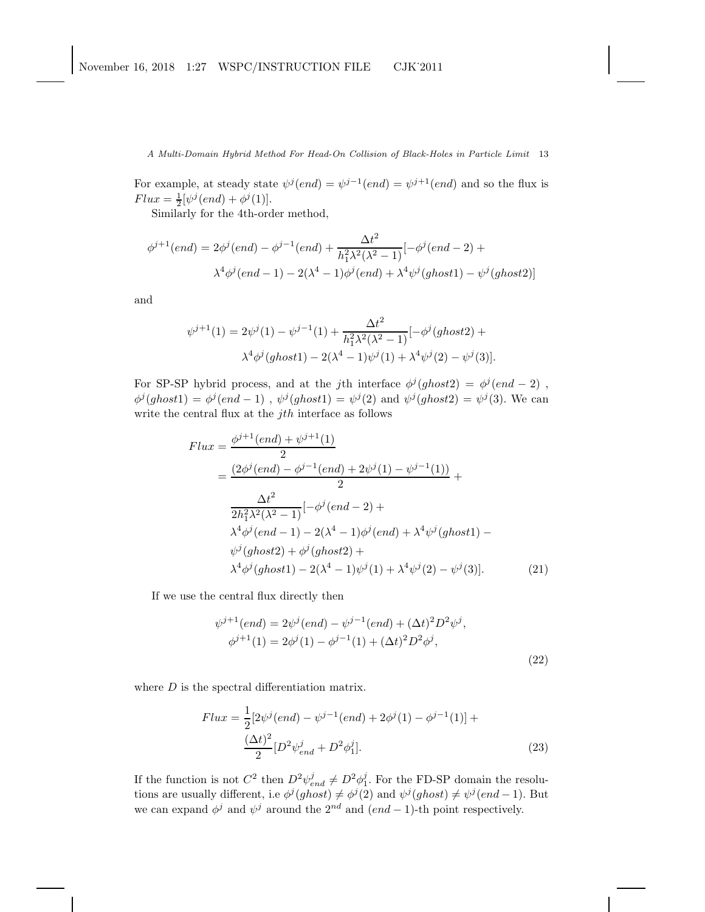For example, at steady state $\psi^j(end) = \psi^{j-1}(end) = \psi^{j+1}(end)$ and so the flux is $Flux = \frac{1}{2}[\psi^j(end) + \phi^j(1)]$.

Similarly for the 4th-order method,

$$
\begin{aligned}
\phi^{j+1}(end) = 2\phi^j(end) - \phi^{j-1}(end) + \frac{\Delta t^2}{h_1^2\lambda^2(\lambda^2-1)}[-\phi^j(end-2) + \\
\lambda^4\phi^j(end-1) - 2(\lambda^4-1)\phi^j(end) + \lambda^4\psi^j(ghost1) - \psi^j(ghost2)]
\end{aligned}
$$

and

$$
\begin{aligned}
\psi^{j+1}(1) = 2\psi^j(1) - \psi^{j-1}(1) + \frac{\Delta t^2}{h_1^2\lambda^2(\lambda^2-1)}[-\phi^j(ghost2) + \\
\lambda^4\phi^j(ghost1) - 2(\lambda^4-1)\psi^j(1) + \lambda^4\psi^j(2) - \psi^j(3)].
\end{aligned}
$$

For SP-SP hybrid process, and at the $j$th interface $\phi^j(ghost2) = \phi^j(end-2)$, $\phi^j(ghost1) = \phi^j(end-1)$, $\psi^j(ghost1) = \psi^j(2)$ and $\psi^j(ghost2) = \psi^j(3)$. We can write the central flux at the $jth$ interface as follows

$$
\begin{aligned}
Flux &= \frac{\phi^{j+1}(end) + \psi^{j+1}(1)}{2} \\
&= \frac{(2\phi^j(end) - \phi^{j-1}(end) + 2\psi^j(1) - \psi^{j-1}(1))}{2} + \\
&\quad \frac{\Delta t^2}{2h_1^2\lambda^2(\lambda^2-1)}[-\phi^j(end-2) + \\
&\quad \lambda^4\phi^j(end-1) - 2(\lambda^4-1)\phi^j(end) + \lambda^4\psi^j(ghost1) - \\
&\quad \psi^j(ghost2) + \phi^j(ghost2) + \\
&\quad \lambda^4\phi^j(ghost1) - 2(\lambda^4-1)\psi^j(1) + \lambda^4\psi^j(2) - \psi^j(3)]. \qquad (21)
\end{aligned}
$$

If we use the central flux directly then

$$
\begin{aligned}
\psi^{j+1}(end) &= 2\psi^j(end) - \psi^{j-1}(end) + (\Delta t)^2 D^2\psi^j, \\
\phi^{j+1}(1) &= 2\phi^j(1) - \phi^{j-1}(1) + (\Delta t)^2 D^2\phi^j,
\end{aligned} \qquad (22)
$$

where $D$ is the spectral differentiation matrix.

$$
\begin{aligned}
Flux = \frac{1}{2}[2\psi^j(end) - \psi^{j-1}(end) + 2\phi^j(1) - \phi^{j-1}(1)] + \\
\frac{(\Delta t)^2}{2}[D^2\psi^j_{end} + D^2\phi^j_1].
\end{aligned} \qquad (23)
$$

If the function is not $C^2$ then $D^2\psi^j_{end} \neq D^2\phi^j_1$. For the FD-SP domain the resolutions are usually different, i.e $\phi^j(ghost) \neq \phi^j(2)$ and $\psi^j(ghost) \neq \psi^j(end-1)$. But we can expand $\phi^j$ and $\psi^j$ around the $2^{nd}$ and $(end-1)$-th point respectively.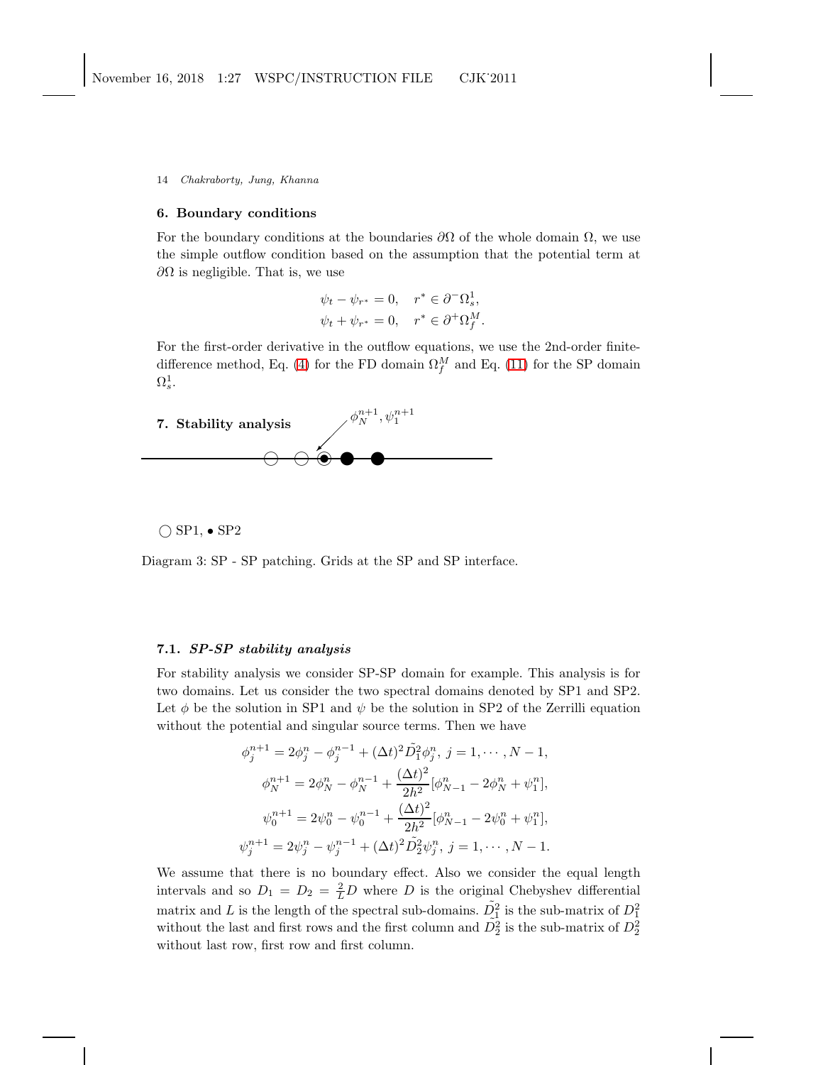## 6. Boundary conditions

For the boundary conditions at the boundaries $\partial\Omega$ of the whole domain $\Omega$, we use the simple outflow condition based on the assumption that the potential term at $\partial\Omega$ is negligible. That is, we use

$$\psi_t - \psi_{r^*} = 0, \quad r^* \in \partial^- \Omega_s^1,$$
$$\psi_t + \psi_{r^*} = 0, \quad r^* \in \partial^+ \Omega_f^M.$$

For the first-order derivative in the outflow equations, we use the 2nd-order finite-difference method, Eq. (4) for the FD domain $\Omega_f^M$ and Eq. (11) for the SP domain $\Omega_s^1$.

## 7. Stability analysis

$\phi_N^{n+1}, \psi_1^{n+1}$

○ SP1, • SP2

Diagram 3: SP - SP patching. Grids at the SP and SP interface.

### 7.1. *SP-SP stability analysis*

For stability analysis we consider SP-SP domain for example. This analysis is for two domains. Let us consider the two spectral domains denoted by SP1 and SP2. Let $\phi$ be the solution in SP1 and $\psi$ be the solution in SP2 of the Zerrilli equation without the potential and singular source terms. Then we have

$$\phi_j^{n+1} = 2\phi_j^n - \phi_j^{n-1} + (\Delta t)^2 \tilde{D}_1^2 \phi_j^n, \; j = 1, \cdots, N-1,$$

$$\phi_N^{n+1} = 2\phi_N^n - \phi_N^{n-1} + \frac{(\Delta t)^2}{2h^2}[\phi_{N-1}^n - 2\phi_N^n + \psi_1^n],$$

$$\psi_0^{n+1} = 2\psi_0^n - \psi_0^{n-1} + \frac{(\Delta t)^2}{2h^2}[\phi_{N-1}^n - 2\psi_0^n + \psi_1^n],$$

$$\psi_j^{n+1} = 2\psi_j^n - \psi_j^{n-1} + (\Delta t)^2 \tilde{D}_2^2 \psi_j^n, \; j = 1, \cdots, N-1.$$

We assume that there is no boundary effect. Also we consider the equal length intervals and so $D_1 = D_2 = \frac{2}{L}D$ where $D$ is the original Chebyshev differential matrix and $L$ is the length of the spectral sub-domains. $\tilde{D}_1^2$ is the sub-matrix of $D_1^2$ without the last and first rows and the first column and $\tilde{D}_2^2$ is the sub-matrix of $D_2^2$ without last row, first row and first column.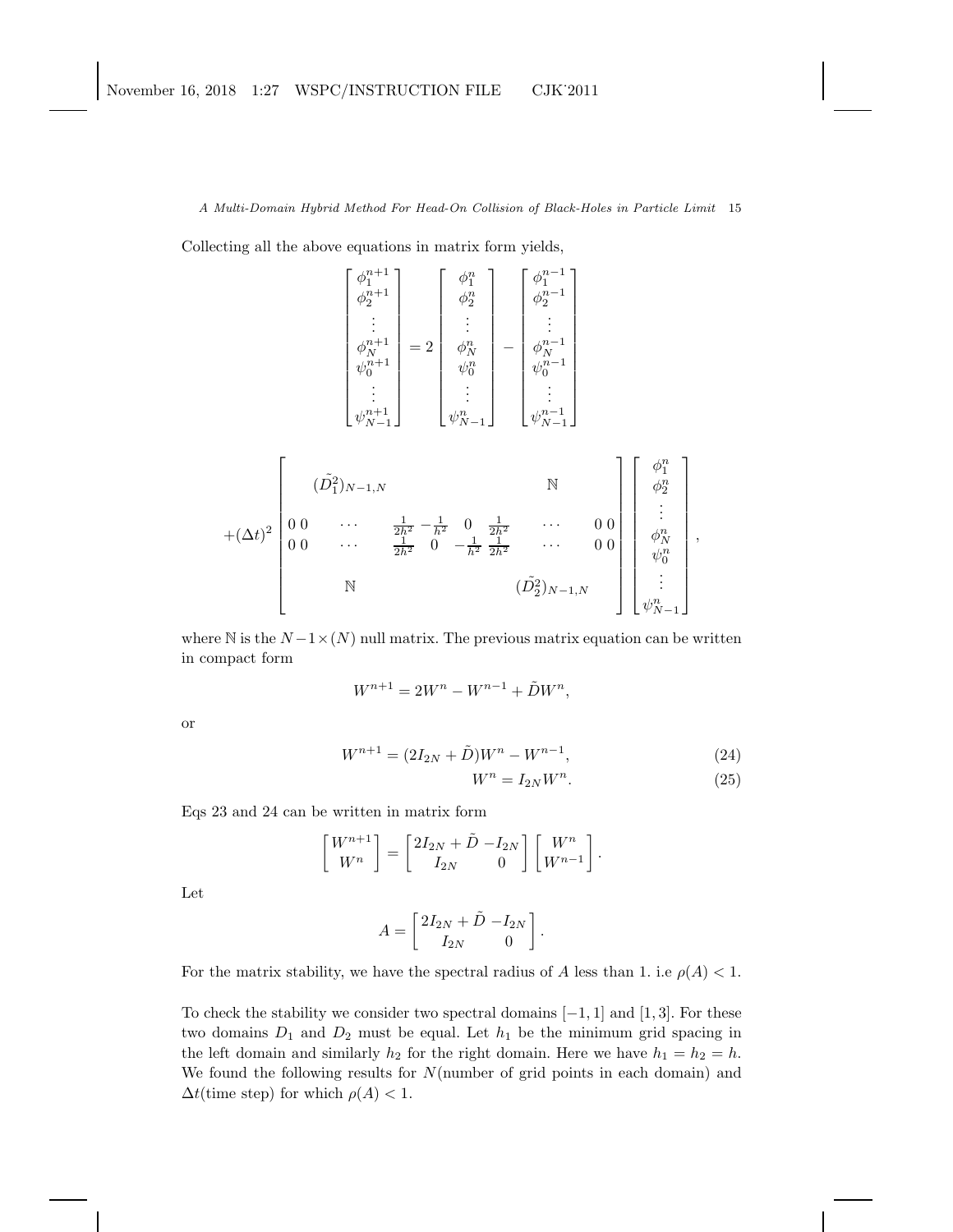Collecting all the above equations in matrix form yields,

$$
\begin{bmatrix} \phi_1^{n+1} \\ \phi_2^{n+1} \\ \vdots \\ \phi_N^{n+1} \\ \psi_0^{n+1} \\ \vdots \\ \psi_{N-1}^{n+1} \end{bmatrix} = 2 \begin{bmatrix} \phi_1^{n} \\ \phi_2^{n} \\ \vdots \\ \phi_N^{n} \\ \psi_0^{n} \\ \vdots \\ \psi_{N-1}^{n} \end{bmatrix} - \begin{bmatrix} \phi_1^{n-1} \\ \phi_2^{n-1} \\ \vdots \\ \phi_N^{n-1} \\ \psi_0^{n-1} \\ \vdots \\ \psi_{N-1}^{n-1} \end{bmatrix}
$$

$$
+(\Delta t)^2 \begin{bmatrix} & (\tilde{D_1^2})_{N-1,N} & & & & & \mathbb{N} & \\ 0\ 0 & \cdots & \frac{1}{2h^2} & -\frac{1}{h^2} & 0 & \frac{1}{2h^2} & \cdots & 0\ 0 \\ 0\ 0 & \cdots & \frac{1}{2h^2} & 0 & -\frac{1}{h^2} & \frac{1}{2h^2} & \cdots & 0\ 0 \\ & \mathbb{N} & & & & & (\tilde{D_2^2})_{N-1,N} & \end{bmatrix} \begin{bmatrix} \phi_1^{n} \\ \phi_2^{n} \\ \vdots \\ \phi_N^{n} \\ \psi_0^{n} \\ \vdots \\ \psi_{N-1}^{n} \end{bmatrix},
$$

where $\mathbb{N}$ is the $N-1\times(N)$ null matrix. The previous matrix equation can be written in compact form

$$
W^{n+1} = 2W^n - W^{n-1} + \tilde{D}W^n,
$$

or

$$
W^{n+1} = (2I_{2N} + \tilde{D})W^n - W^{n-1}, \tag{24}
$$

$$
W^n = I_{2N}W^n. \tag{25}
$$

Eqs 23 and 24 can be written in matrix form

$$
\begin{bmatrix} W^{n+1} \\ W^n \end{bmatrix} = \begin{bmatrix} 2I_{2N} + \tilde{D} & -I_{2N} \\ I_{2N} & 0 \end{bmatrix} \begin{bmatrix} W^n \\ W^{n-1} \end{bmatrix}.
$$

Let

$$
A = \begin{bmatrix} 2I_{2N} + \tilde{D} & -I_{2N} \\ I_{2N} & 0 \end{bmatrix}.
$$

For the matrix stability, we have the spectral radius of $A$ less than 1. i.e $\rho(A) < 1$.

To check the stability we consider two spectral domains $[-1, 1]$ and $[1, 3]$. For these two domains $D_1$ and $D_2$ must be equal. Let $h_1$ be the minimum grid spacing in the left domain and similarly $h_2$ for the right domain. Here we have $h_1 = h_2 = h$. We found the following results for $N$(number of grid points in each domain) and $\Delta t$(time step) for which $\rho(A) < 1$.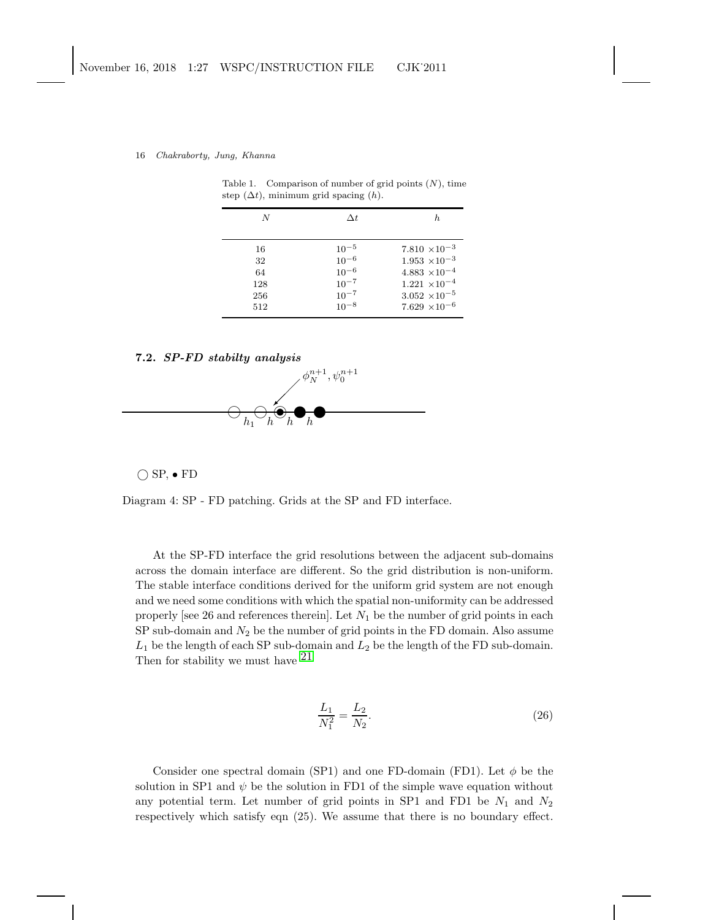Table 1. Comparison of number of grid points ($N$), time step ($\Delta t$), minimum grid spacing ($h$).

| $N$ | $\Delta t$ | $h$ |
|---|---|---|
| 16 | $10^{-5}$ | $7.810 \times 10^{-3}$ |
| 32 | $10^{-6}$ | $1.953 \times 10^{-3}$ |
| 64 | $10^{-6}$ | $4.883 \times 10^{-4}$ |
| 128 | $10^{-7}$ | $1.221 \times 10^{-4}$ |
| 256 | $10^{-7}$ | $3.052 \times 10^{-5}$ |
| 512 | $10^{-8}$ | $7.629 \times 10^{-6}$ |

### 7.2. *SP-FD stabilty analysis*

$\phi_N^{n+1}, \psi_0^{n+1}$

$h_1 \quad h \quad h \quad h$

○ SP, • FD

Diagram 4: SP - FD patching. Grids at the SP and FD interface.

At the SP-FD interface the grid resolutions between the adjacent sub-domains across the domain interface are different. So the grid distribution is non-uniform. The stable interface conditions derived for the uniform grid system are not enough and we need some conditions with which the spatial non-uniformity can be addressed properly [see 26 and references therein]. Let $N_1$ be the number of grid points in each SP sub-domain and $N_2$ be the number of grid points in the FD domain. Also assume $L_1$ be the length of each SP sub-domain and $L_2$ be the length of the FD sub-domain. Then for stability we must have [21]

$$\frac{L_1}{N_1^2} = \frac{L_2}{N_2}. \tag{26}$$

Consider one spectral domain (SP1) and one FD-domain (FD1). Let $\phi$ be the solution in SP1 and $\psi$ be the solution in FD1 of the simple wave equation without any potential term. Let number of grid points in SP1 and FD1 be $N_1$ and $N_2$ respectively which satisfy eqn (25). We assume that there is no boundary effect.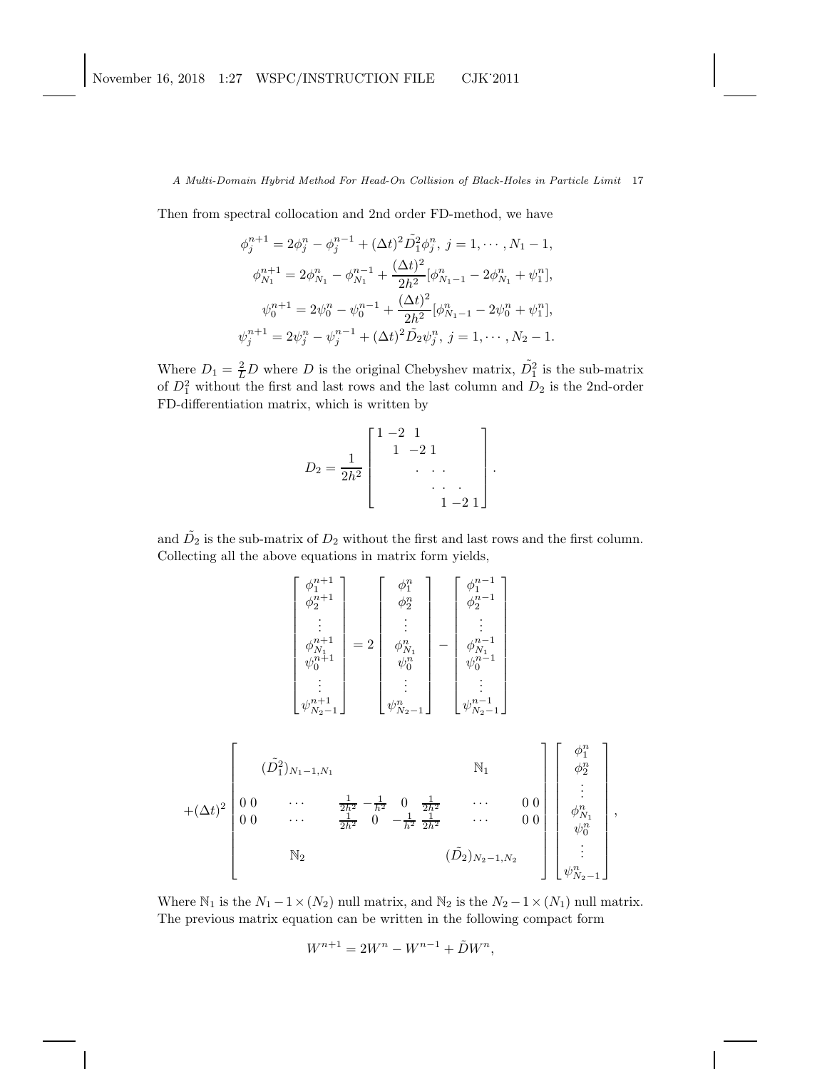Then from spectral collocation and 2nd order FD-method, we have

$$\phi_j^{n+1} = 2\phi_j^n - \phi_j^{n-1} + (\Delta t)^2 \tilde{D_1^2}\phi_j^n, \; j = 1, \cdots, N_1 - 1,$$

$$\phi_{N_1}^{n+1} = 2\phi_{N_1}^n - \phi_{N_1}^{n-1} + \frac{(\Delta t)^2}{2h^2}[\phi_{N_1-1}^n - 2\phi_{N_1}^n + \psi_1^n],$$

$$\psi_0^{n+1} = 2\psi_0^n - \psi_0^{n-1} + \frac{(\Delta t)^2}{2h^2}[\phi_{N_1-1}^n - 2\psi_0^n + \psi_1^n],$$

$$\psi_j^{n+1} = 2\psi_j^n - \psi_j^{n-1} + (\Delta t)^2 \tilde{D}_2 \psi_j^n, \; j = 1, \cdots, N_2 - 1.$$

Where $D_1 = \frac{2}{L}D$ where $D$ is the original Chebyshev matrix, $\tilde{D_1^2}$ is the sub-matrix of $D_1^2$ without the first and last rows and the last column and $D_2$ is the 2nd-order FD-differentiation matrix, which is written by

$$D_2 = \frac{1}{2h^2}\begin{bmatrix} 1 & -2 & 1 & & & \\ & 1 & -2 & 1 & & \\ & & \ddots & \ddots & \ddots & \\ & & & \ddots & \ddots & \ddots \\ & & & 1 & -2 & 1 \end{bmatrix}.$$

and $\tilde{D}_2$ is the sub-matrix of $D_2$ without the first and last rows and the first column. Collecting all the above equations in matrix form yields,

$$\begin{bmatrix} \phi_1^{n+1} \\ \phi_2^{n+1} \\ \vdots \\ \phi_{N_1}^{n+1} \\ \psi_0^{n+1} \\ \vdots \\ \psi_{N_2-1}^{n+1} \end{bmatrix} = 2\begin{bmatrix} \phi_1^{n} \\ \phi_2^{n} \\ \vdots \\ \phi_{N_1}^{n} \\ \psi_0^{n} \\ \vdots \\ \psi_{N_2-1}^{n} \end{bmatrix} - \begin{bmatrix} \phi_1^{n-1} \\ \phi_2^{n-1} \\ \vdots \\ \phi_{N_1}^{n-1} \\ \psi_0^{n-1} \\ \vdots \\ \psi_{N_2-1}^{n-1} \end{bmatrix}$$

$$+(\Delta t)^2 \begin{bmatrix} & (\tilde{D_1^2})_{N_1-1,N_1} & & & & \mathbb{N}_1 & \\ 0\;0 & \cdots & \frac{1}{2h^2} & -\frac{1}{h^2} & 0 & \frac{1}{2h^2} & \cdots & 0\;0 \\ 0\;0 & \cdots & \frac{1}{2h^2} & 0 & -\frac{1}{h^2} & \frac{1}{2h^2} & \cdots & 0\;0 \\ & \mathbb{N}_2 & & & & (\tilde{D}_2)_{N_2-1,N_2} & \end{bmatrix} \begin{bmatrix} \phi_1^{n} \\ \phi_2^{n} \\ \vdots \\ \phi_{N_1}^{n} \\ \psi_0^{n} \\ \vdots \\ \psi_{N_2-1}^{n} \end{bmatrix},$$

Where $\mathbb{N}_1$ is the $N_1 - 1 \times (N_2)$ null matrix, and $\mathbb{N}_2$ is the $N_2 - 1 \times (N_1)$ null matrix. The previous matrix equation can be written in the following compact form

$$W^{n+1} = 2W^n - W^{n-1} + \tilde{D}W^n,$$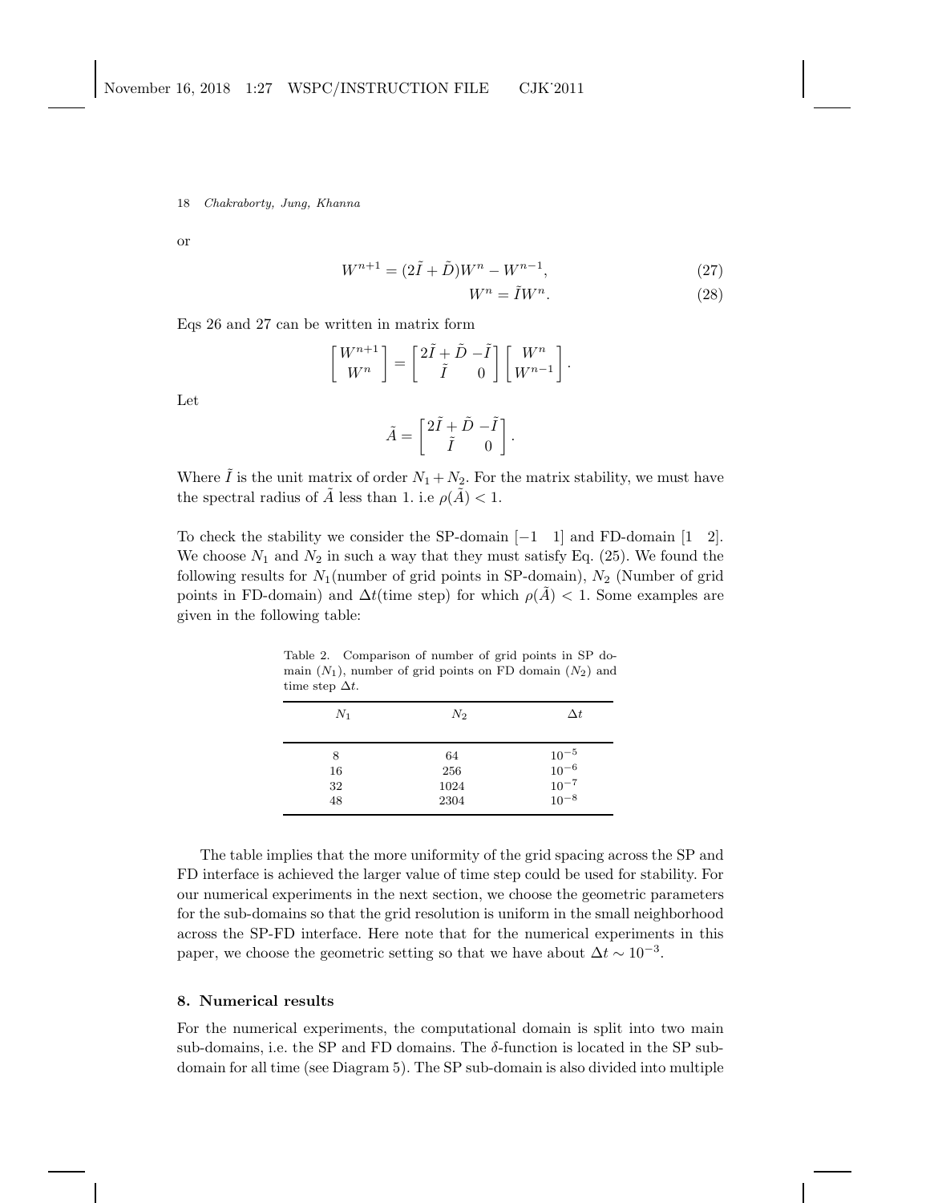or

$$W^{n+1} = (2\tilde{I} + \tilde{D})W^n - W^{n-1}, \tag{27}$$

$$W^n = \tilde{I}W^n. \tag{28}$$

Eqs 26 and 27 can be written in matrix form

$$\begin{bmatrix} W^{n+1} \\ W^n \end{bmatrix} = \begin{bmatrix} 2\tilde{I} + \tilde{D} & -\tilde{I} \\ \tilde{I} & 0 \end{bmatrix} \begin{bmatrix} W^n \\ W^{n-1} \end{bmatrix}.$$

Let

$$\tilde{A} = \begin{bmatrix} 2\tilde{I} + \tilde{D} & -\tilde{I} \\ \tilde{I} & 0 \end{bmatrix}.$$

Where $\tilde{I}$ is the unit matrix of order $N_1 + N_2$. For the matrix stability, we must have the spectral radius of $\tilde{A}$ less than 1. i.e $\rho(\tilde{A}) < 1$.

To check the stability we consider the SP-domain $[-1 \quad 1]$ and FD-domain $[1 \quad 2]$. We choose $N_1$ and $N_2$ in such a way that they must satisfy Eq. (25). We found the following results for $N_1$(number of grid points in SP-domain), $N_2$ (Number of grid points in FD-domain) and $\Delta t$(time step) for which $\rho(\tilde{A}) < 1$. Some examples are given in the following table:

Table 2. Comparison of number of grid points in SP domain ($N_1$), number of grid points on FD domain ($N_2$) and time step $\Delta t$.

| $N_1$ | $N_2$ | $\Delta t$ |
|---|---|---|
| 8 | 64 | $10^{-5}$ |
| 16 | 256 | $10^{-6}$ |
| 32 | 1024 | $10^{-7}$ |
| 48 | 2304 | $10^{-8}$ |

The table implies that the more uniformity of the grid spacing across the SP and FD interface is achieved the larger value of time step could be used for stability. For our numerical experiments in the next section, we choose the geometric parameters for the sub-domains so that the grid resolution is uniform in the small neighborhood across the SP-FD interface. Here note that for the numerical experiments in this paper, we choose the geometric setting so that we have about $\Delta t \sim 10^{-3}$.

## 8. Numerical results

For the numerical experiments, the computational domain is split into two main sub-domains, i.e. the SP and FD domains. The $\delta$-function is located in the SP sub-domain for all time (see Diagram 5). The SP sub-domain is also divided into multiple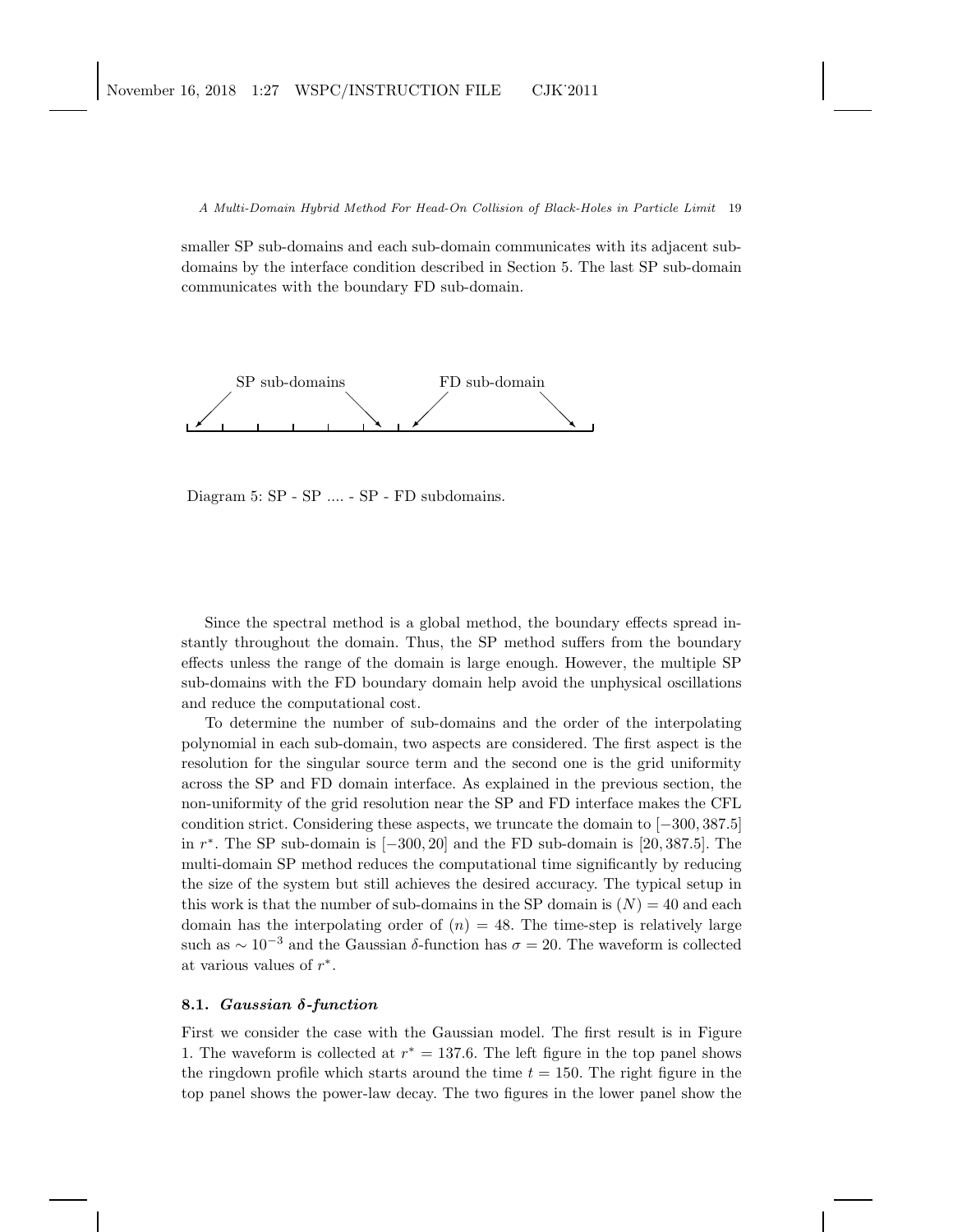smaller SP sub-domains and each sub-domain communicates with its adjacent sub-domains by the interface condition described in Section 5. The last SP sub-domain communicates with the boundary FD sub-domain.

SP sub-domains FD sub-domain

Diagram 5: SP - SP .... - SP - FD subdomains.

Since the spectral method is a global method, the boundary effects spread instantly throughout the domain. Thus, the SP method suffers from the boundary effects unless the range of the domain is large enough. However, the multiple SP sub-domains with the FD boundary domain help avoid the unphysical oscillations and reduce the computational cost.

To determine the number of sub-domains and the order of the interpolating polynomial in each sub-domain, two aspects are considered. The first aspect is the resolution for the singular source term and the second one is the grid uniformity across the SP and FD domain interface. As explained in the previous section, the non-uniformity of the grid resolution near the SP and FD interface makes the CFL condition strict. Considering these aspects, we truncate the domain to $[-300, 387.5]$ in $r^*$. The SP sub-domain is $[-300, 20]$ and the FD sub-domain is $[20, 387.5]$. The multi-domain SP method reduces the computational time significantly by reducing the size of the system but still achieves the desired accuracy. The typical setup in this work is that the number of sub-domains in the SP domain is $(N) = 40$ and each domain has the interpolating order of $(n) = 48$. The time-step is relatively large such as $\sim 10^{-3}$ and the Gaussian $\delta$-function has $\sigma = 20$. The waveform is collected at various values of $r^*$.

### 8.1. *Gaussian $\delta$-function*

First we consider the case with the Gaussian model. The first result is in Figure 1. The waveform is collected at $r^* = 137.6$. The left figure in the top panel shows the ringdown profile which starts around the time $t = 150$. The right figure in the top panel shows the power-law decay. The two figures in the lower panel show the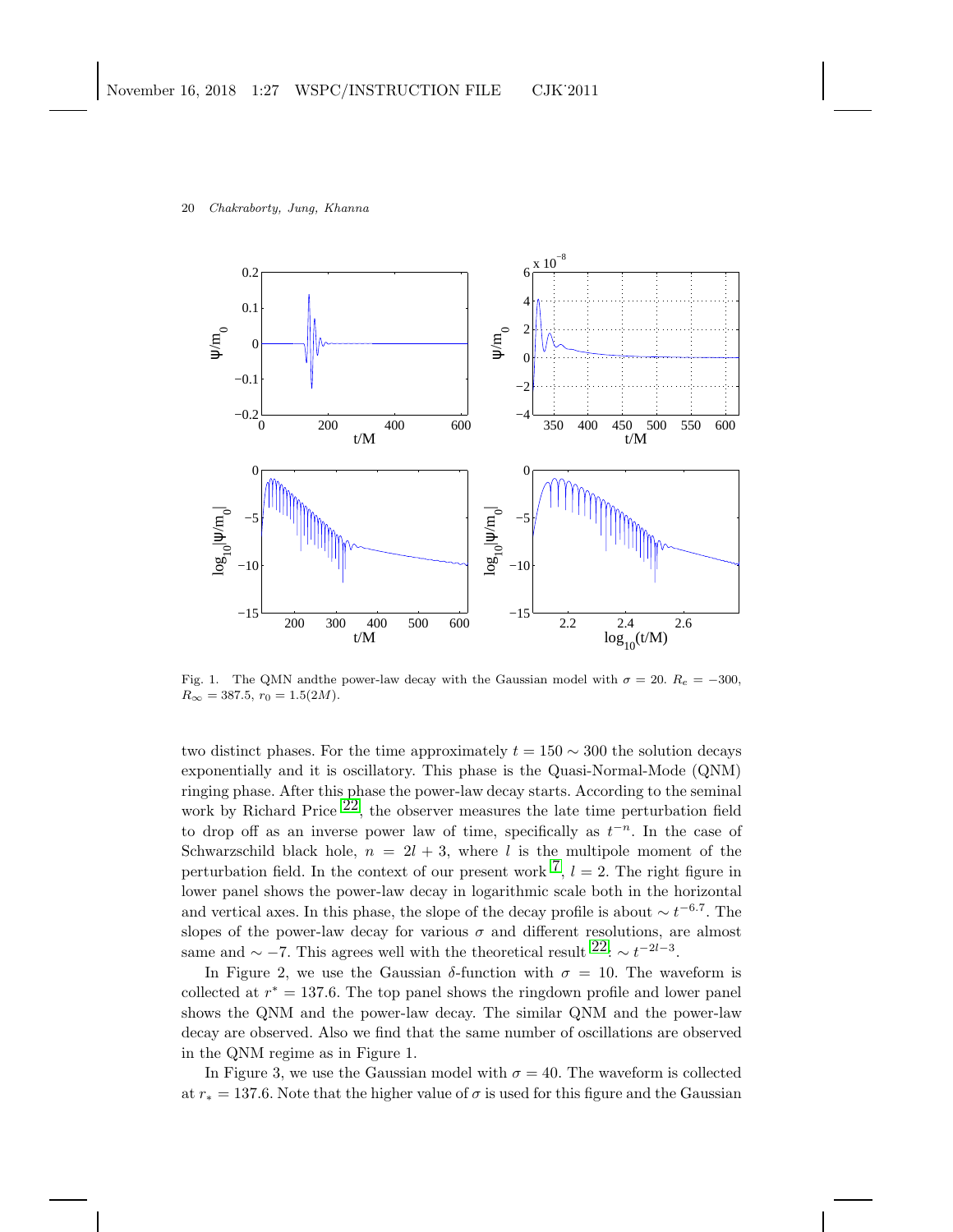Fig. 1. The QMN andthe power-law decay with the Gaussian model with $\sigma = 20$. $R_e = -300$, $R_\infty = 387.5$, $r_0 = 1.5(2M)$.

two distinct phases. For the time approximately $t = 150 \sim 300$ the solution decays exponentially and it is oscillatory. This phase is the Quasi-Normal-Mode (QNM) ringing phase. After this phase the power-law decay starts. According to the seminal work by Richard Price [22], the observer measures the late time perturbation field to drop off as an inverse power law of time, specifically as $t^{-n}$. In the case of Schwarzschild black hole, $n = 2l + 3$, where $l$ is the multipole moment of the perturbation field. In the context of our present work [7], $l = 2$. The right figure in lower panel shows the power-law decay in logarithmic scale both in the horizontal and vertical axes. In this phase, the slope of the decay profile is about $\sim t^{-6.7}$. The slopes of the power-law decay for various $\sigma$ and different resolutions, are almost same and $\sim -7$. This agrees well with the theoretical result [22]: $\sim t^{-2l-3}$.

In Figure 2, we use the Gaussian $\delta$-function with $\sigma = 10$. The waveform is collected at $r^* = 137.6$. The top panel shows the ringdown profile and lower panel shows the QNM and the power-law decay. The similar QNM and the power-law decay are observed. Also we find that the same number of oscillations are observed in the QNM regime as in Figure 1.

In Figure 3, we use the Gaussian model with $\sigma = 40$. The waveform is collected at $r_* = 137.6$. Note that the higher value of $\sigma$ is used for this figure and the Gaussian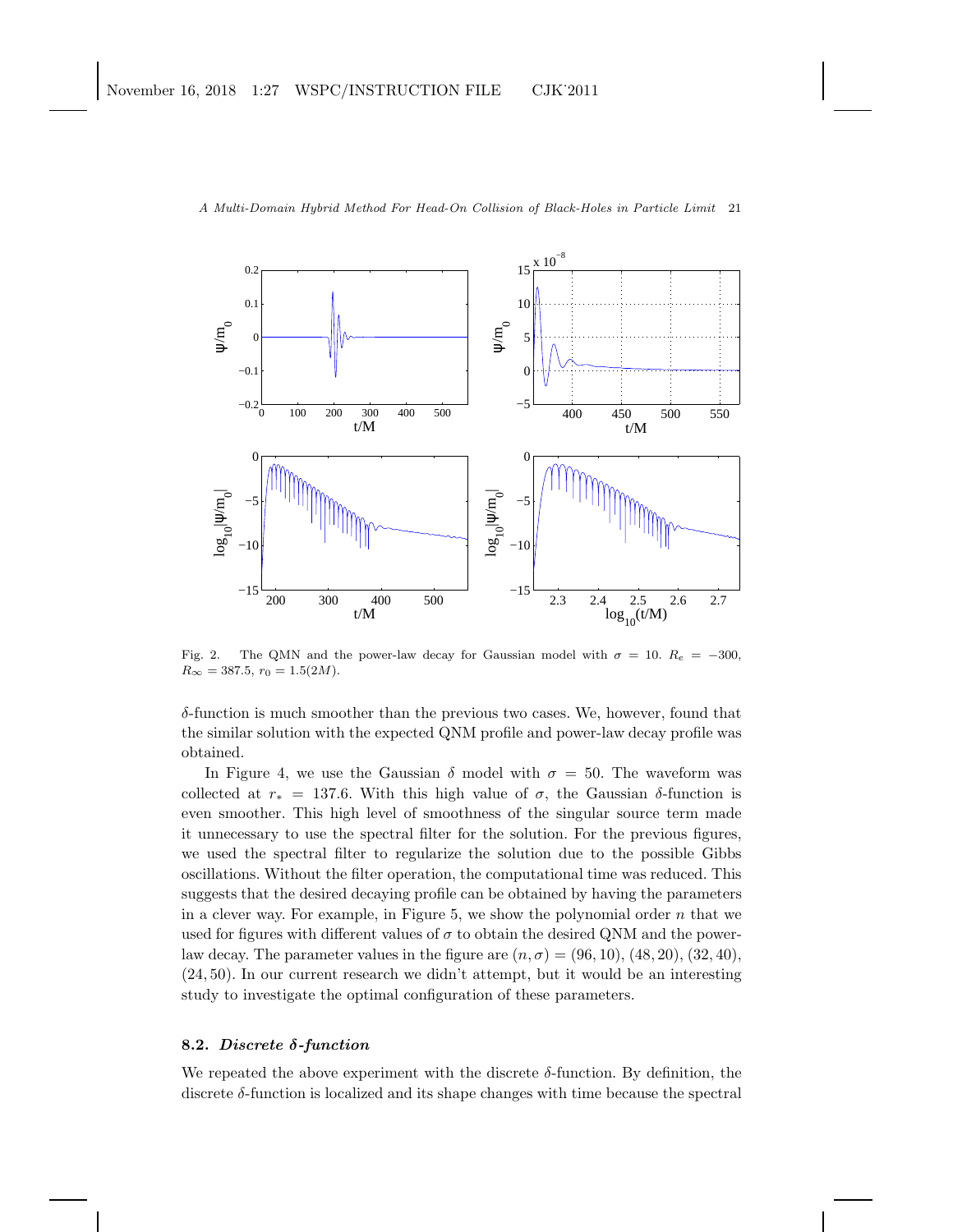Fig. 2. The QMN and the power-law decay for Gaussian model with $\sigma = 10$. $R_e = -300$, $R_\infty = 387.5$, $r_0 = 1.5(2M)$.

$\delta$-function is much smoother than the previous two cases. We, however, found that the similar solution with the expected QNM profile and power-law decay profile was obtained.

In Figure 4, we use the Gaussian $\delta$ model with $\sigma = 50$. The waveform was collected at $r_* = 137.6$. With this high value of $\sigma$, the Gaussian $\delta$-function is even smoother. This high level of smoothness of the singular source term made it unnecessary to use the spectral filter for the solution. For the previous figures, we used the spectral filter to regularize the solution due to the possible Gibbs oscillations. Without the filter operation, the computational time was reduced. This suggests that the desired decaying profile can be obtained by having the parameters in a clever way. For example, in Figure 5, we show the polynomial order $n$ that we used for figures with different values of $\sigma$ to obtain the desired QNM and the power-law decay. The parameter values in the figure are $(n, \sigma) = (96, 10)$, $(48, 20)$, $(32, 40)$, $(24, 50)$. In our current research we didn't attempt, but it would be an interesting study to investigate the optimal configuration of these parameters.

### 8.2. *Discrete $\delta$-function*

We repeated the above experiment with the discrete $\delta$-function. By definition, the discrete $\delta$-function is localized and its shape changes with time because the spectral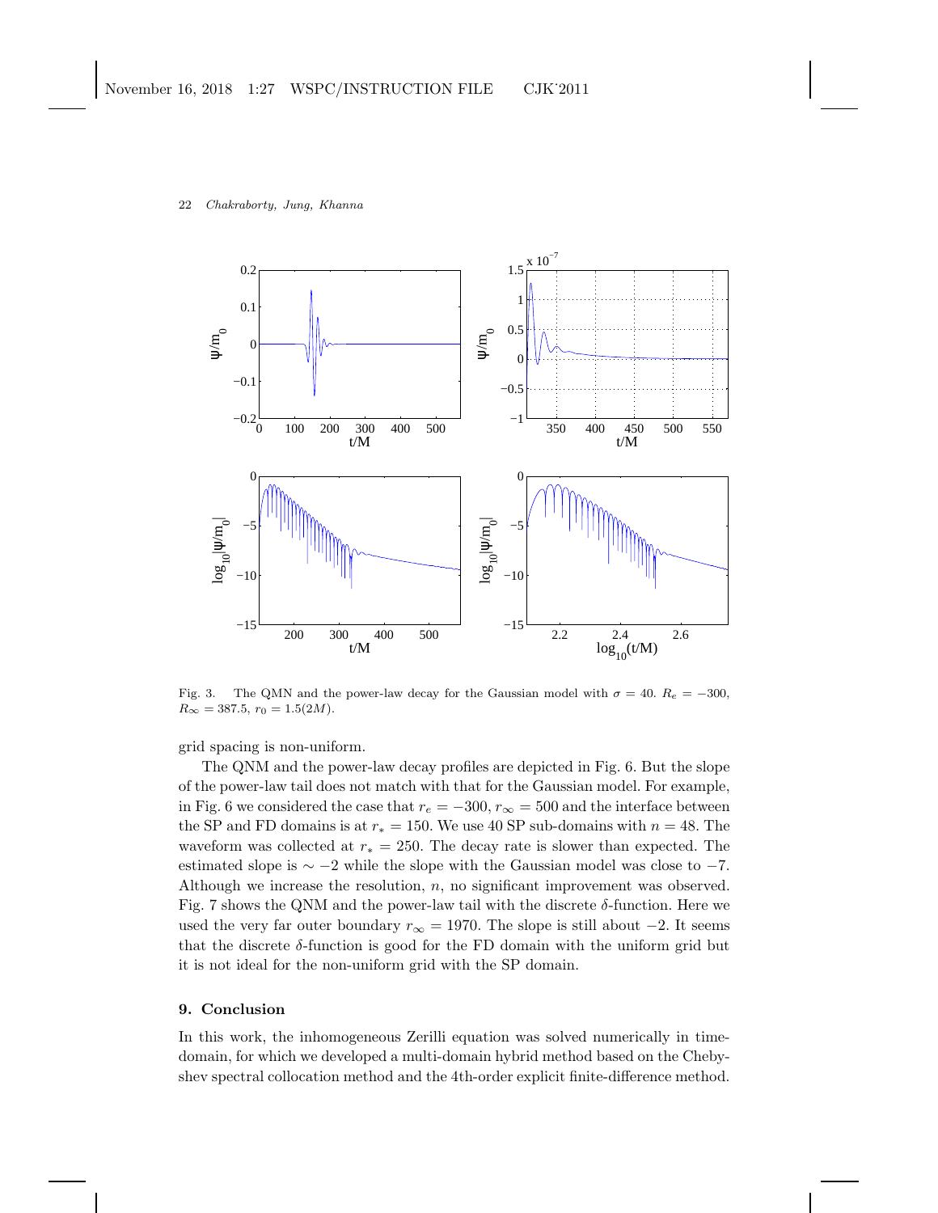Fig. 3. The QMN and the power-law decay for the Gaussian model with $\sigma = 40$. $R_e = -300$, $R_\infty = 387.5$, $r_0 = 1.5(2M)$.

grid spacing is non-uniform.

The QNM and the power-law decay profiles are depicted in Fig. 6. But the slope of the power-law tail does not match with that for the Gaussian model. For example, in Fig. 6 we considered the case that $r_e = -300$, $r_\infty = 500$ and the interface between the SP and FD domains is at $r_* = 150$. We use 40 SP sub-domains with $n = 48$. The waveform was collected at $r_* = 250$. The decay rate is slower than expected. The estimated slope is $\sim -2$ while the slope with the Gaussian model was close to $-7$. Although we increase the resolution, $n$, no significant improvement was observed. Fig. 7 shows the QNM and the power-law tail with the discrete $\delta$-function. Here we used the very far outer boundary $r_\infty = 1970$. The slope is still about $-2$. It seems that the discrete $\delta$-function is good for the FD domain with the uniform grid but it is not ideal for the non-uniform grid with the SP domain.

## 9. Conclusion

In this work, the inhomogeneous Zerilli equation was solved numerically in time-domain, for which we developed a multi-domain hybrid method based on the Chebyshev spectral collocation method and the 4th-order explicit finite-difference method.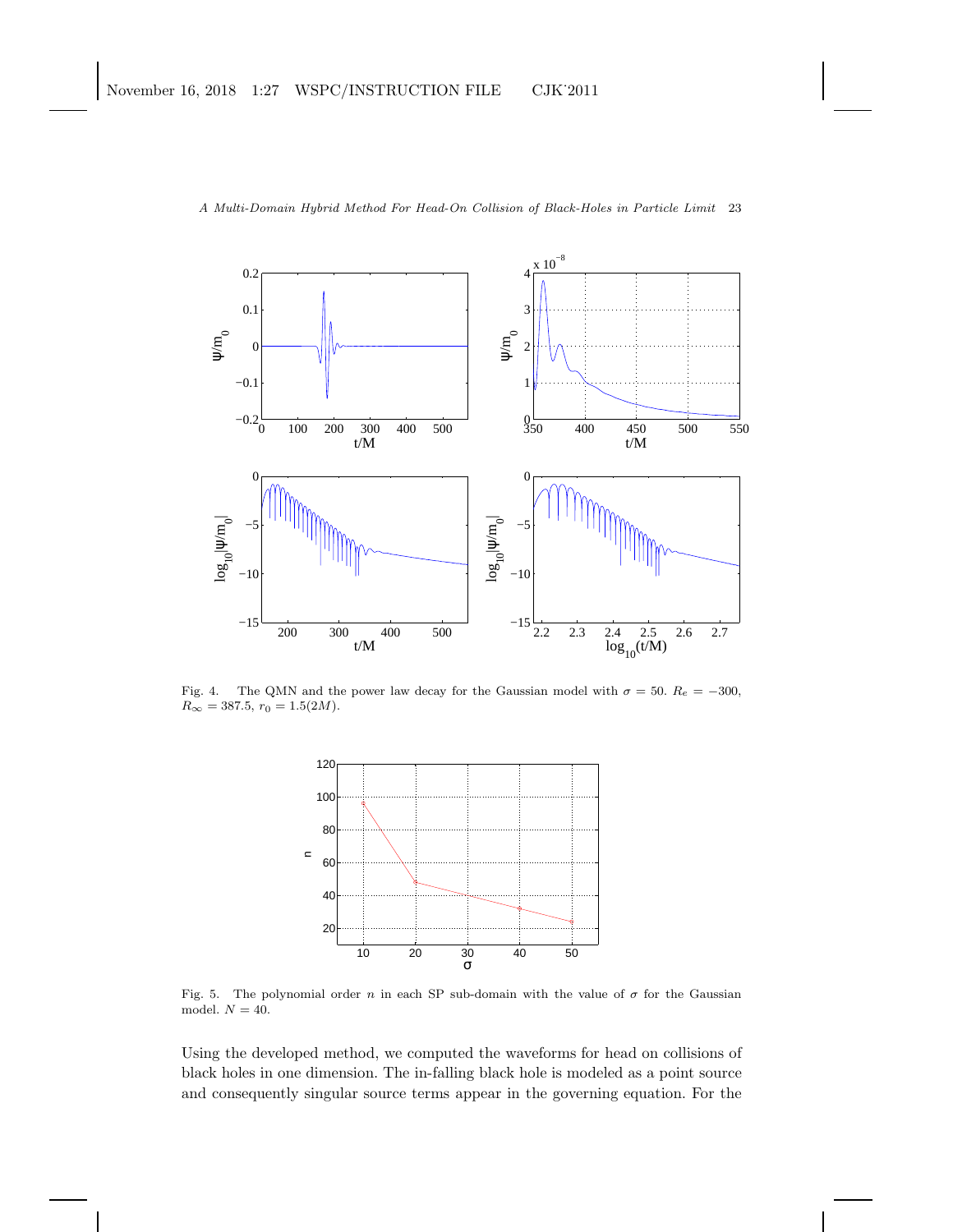Fig. 4. The QMN and the power law decay for the Gaussian model with $\sigma = 50$. $R_e = -300$, $R_\infty = 387.5$, $r_0 = 1.5(2M)$.

Fig. 5. The polynomial order $n$ in each SP sub-domain with the value of $\sigma$ for the Gaussian model. $N = 40$.

Using the developed method, we computed the waveforms for head on collisions of black holes in one dimension. The in-falling black hole is modeled as a point source and consequently singular source terms appear in the governing equation. For the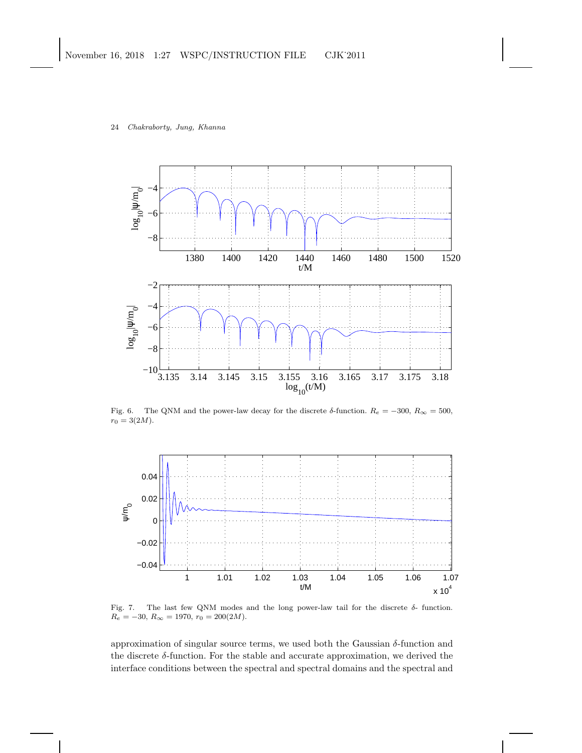Fig. 6. The QNM and the power-law decay for the discrete $\delta$-function. $R_e = -300$, $R_\infty = 500$, $r_0 = 3(2M)$.

Fig. 7. The last few QNM modes and the long power-law tail for the discrete $\delta$- function. $R_e = -30$, $R_\infty = 1970$, $r_0 = 200(2M)$.

approximation of singular source terms, we used both the Gaussian $\delta$-function and the discrete $\delta$-function. For the stable and accurate approximation, we derived the interface conditions between the spectral and spectral domains and the spectral and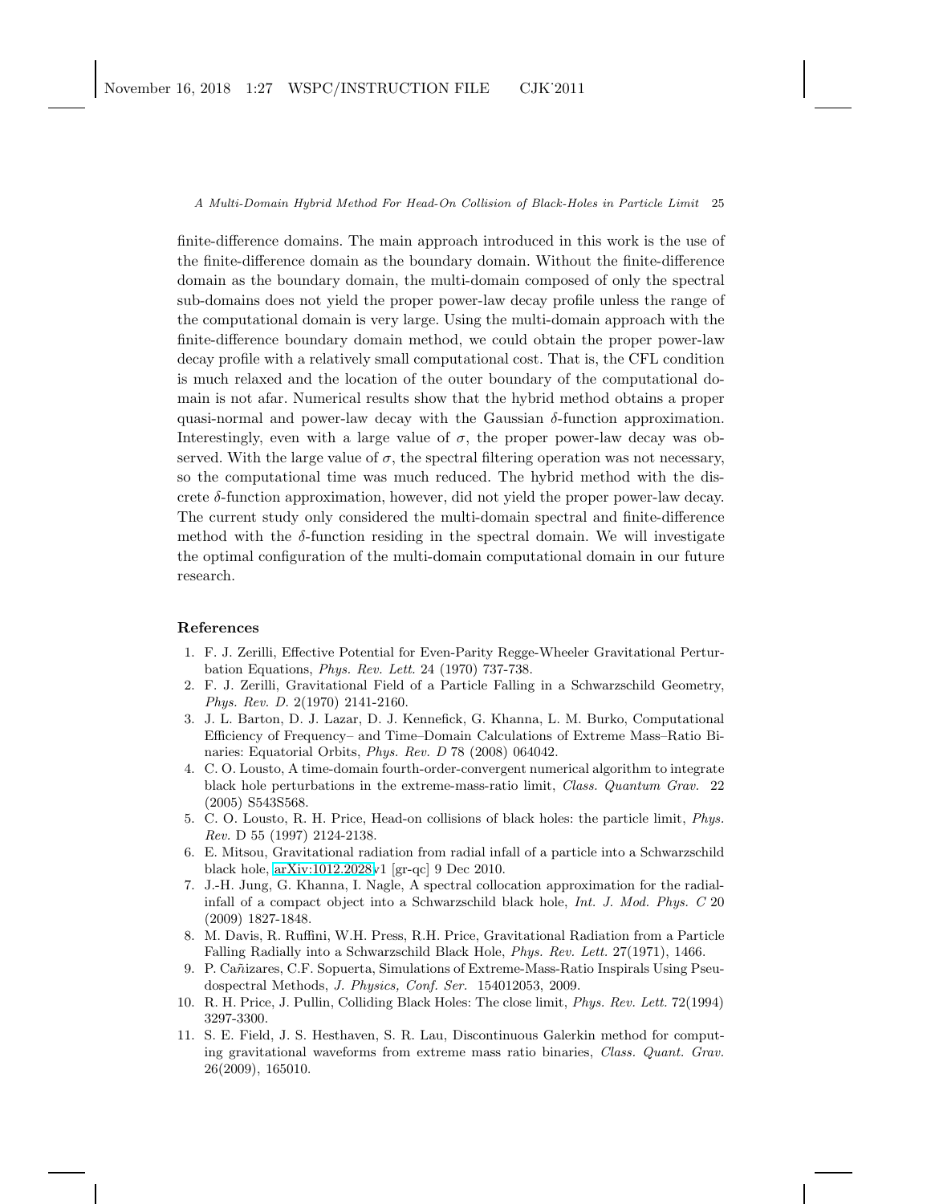finite-difference domains. The main approach introduced in this work is the use of the finite-difference domain as the boundary domain. Without the finite-difference domain as the boundary domain, the multi-domain composed of only the spectral sub-domains does not yield the proper power-law decay profile unless the range of the computational domain is very large. Using the multi-domain approach with the finite-difference boundary domain method, we could obtain the proper power-law decay profile with a relatively small computational cost. That is, the CFL condition is much relaxed and the location of the outer boundary of the computational domain is not afar. Numerical results show that the hybrid method obtains a proper quasi-normal and power-law decay with the Gaussian $\delta$-function approximation. Interestingly, even with a large value of $\sigma$, the proper power-law decay was observed. With the large value of $\sigma$, the spectral filtering operation was not necessary, so the computational time was much reduced. The hybrid method with the discrete $\delta$-function approximation, however, did not yield the proper power-law decay. The current study only considered the multi-domain spectral and finite-difference method with the $\delta$-function residing in the spectral domain. We will investigate the optimal configuration of the multi-domain computational domain in our future research.

## References

1. F. J. Zerilli, Effective Potential for Even-Parity Regge-Wheeler Gravitational Perturbation Equations, *Phys. Rev. Lett.* 24 (1970) 737-738.
2. F. J. Zerilli, Gravitational Field of a Particle Falling in a Schwarzschild Geometry, *Phys. Rev. D.* 2(1970) 2141-2160.
3. J. L. Barton, D. J. Lazar, D. J. Kennefick, G. Khanna, L. M. Burko, Computational Efficiency of Frequency– and Time–Domain Calculations of Extreme Mass–Ratio Binaries: Equatorial Orbits, *Phys. Rev. D* 78 (2008) 064042.
4. C. O. Lousto, A time-domain fourth-order-convergent numerical algorithm to integrate black hole perturbations in the extreme-mass-ratio limit, *Class. Quantum Grav.* 22 (2005) S543S568.
5. C. O. Lousto, R. H. Price, Head-on collisions of black holes: the particle limit, *Phys. Rev.* D 55 (1997) 2124-2138.
6. E. Mitsou, Gravitational radiation from radial infall of a particle into a Schwarzschild black hole, arXiv:1012.2028v1 [gr-qc] 9 Dec 2010.
7. J.-H. Jung, G. Khanna, I. Nagle, A spectral collocation approximation for the radial-infall of a compact object into a Schwarzschild black hole, *Int. J. Mod. Phys. C* 20 (2009) 1827-1848.
8. M. Davis, R. Ruffini, W.H. Press, R.H. Price, Gravitational Radiation from a Particle Falling Radially into a Schwarzschild Black Hole, *Phys. Rev. Lett.* 27(1971), 1466.
9. P. Cañizares, C.F. Sopuerta, Simulations of Extreme-Mass-Ratio Inspirals Using Pseudospectral Methods, *J. Physics, Conf. Ser.* 154012053, 2009.
10. R. H. Price, J. Pullin, Colliding Black Holes: The close limit, *Phys. Rev. Lett.* 72(1994) 3297-3300.
11. S. E. Field, J. S. Hesthaven, S. R. Lau, Discontinuous Galerkin method for computing gravitational waveforms from extreme mass ratio binaries, *Class. Quant. Grav.* 26(2009), 165010.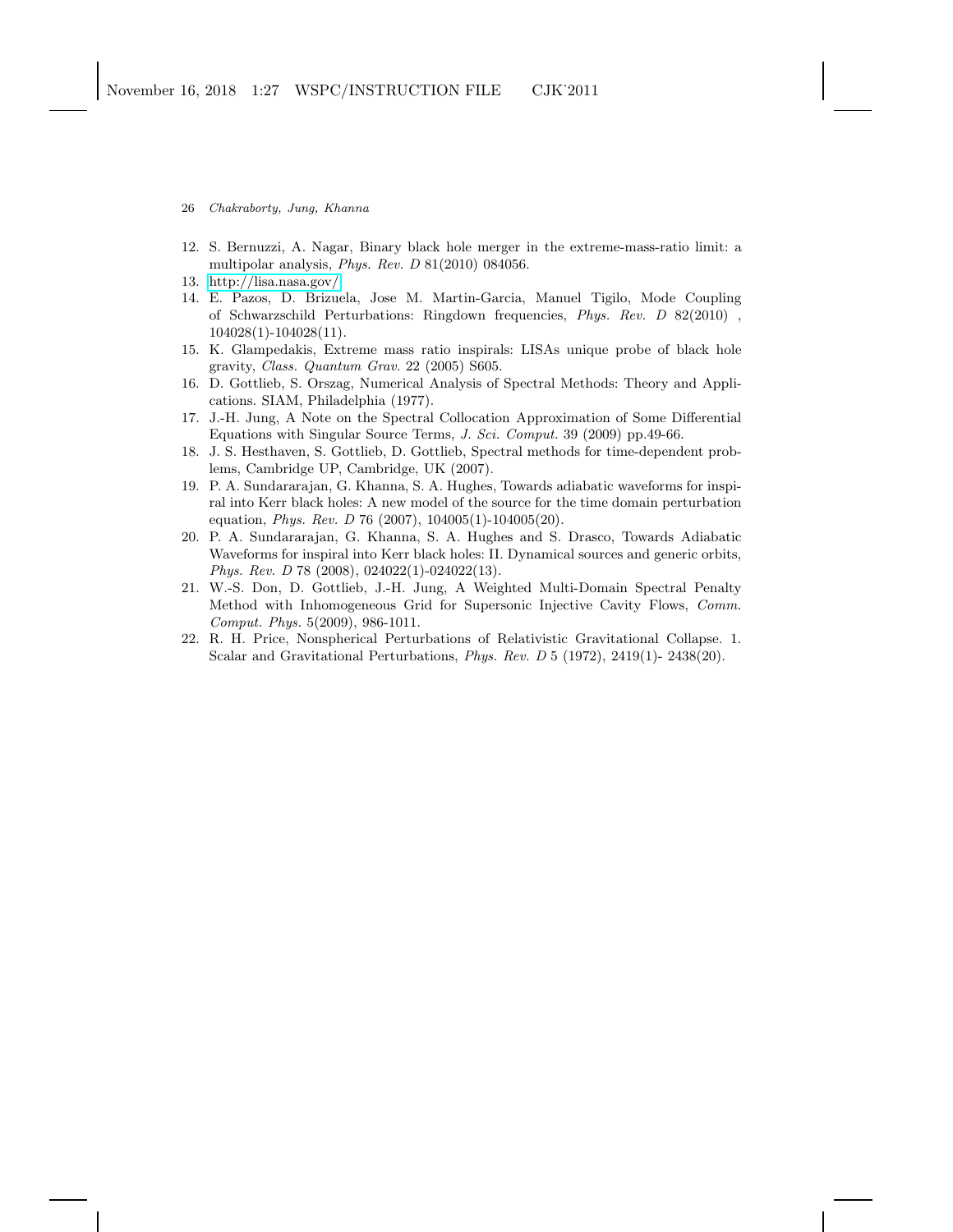12. S. Bernuzzi, A. Nagar, Binary black hole merger in the extreme-mass-ratio limit: a multipolar analysis, *Phys. Rev. D* 81(2010) 084056.
13. http://lisa.nasa.gov/
14. E. Pazos, D. Brizuela, Jose M. Martin-Garcia, Manuel Tigilo, Mode Coupling of Schwarzschild Perturbations: Ringdown frequencies, *Phys. Rev. D* 82(2010) , 104028(1)-104028(11).
15. K. Glampedakis, Extreme mass ratio inspirals: LISAs unique probe of black hole gravity, *Class. Quantum Grav.* 22 (2005) S605.
16. D. Gottlieb, S. Orszag, Numerical Analysis of Spectral Methods: Theory and Applications. SIAM, Philadelphia (1977).
17. J.-H. Jung, A Note on the Spectral Collocation Approximation of Some Differential Equations with Singular Source Terms, *J. Sci. Comput.* 39 (2009) pp.49-66.
18. J. S. Hesthaven, S. Gottlieb, D. Gottlieb, Spectral methods for time-dependent problems, Cambridge UP, Cambridge, UK (2007).
19. P. A. Sundararajan, G. Khanna, S. A. Hughes, Towards adiabatic waveforms for inspiral into Kerr black holes: A new model of the source for the time domain perturbation equation, *Phys. Rev. D* 76 (2007), 104005(1)-104005(20).
20. P. A. Sundararajan, G. Khanna, S. A. Hughes and S. Drasco, Towards Adiabatic Waveforms for inspiral into Kerr black holes: II. Dynamical sources and generic orbits, *Phys. Rev. D* 78 (2008), 024022(1)-024022(13).
21. W.-S. Don, D. Gottlieb, J.-H. Jung, A Weighted Multi-Domain Spectral Penalty Method with Inhomogeneous Grid for Supersonic Injective Cavity Flows, *Comm. Comput. Phys.* 5(2009), 986-1011.
22. R. H. Price, Nonspherical Perturbations of Relativistic Gravitational Collapse. 1. Scalar and Gravitational Perturbations, *Phys. Rev. D* 5 (1972), 2419(1)- 2438(20).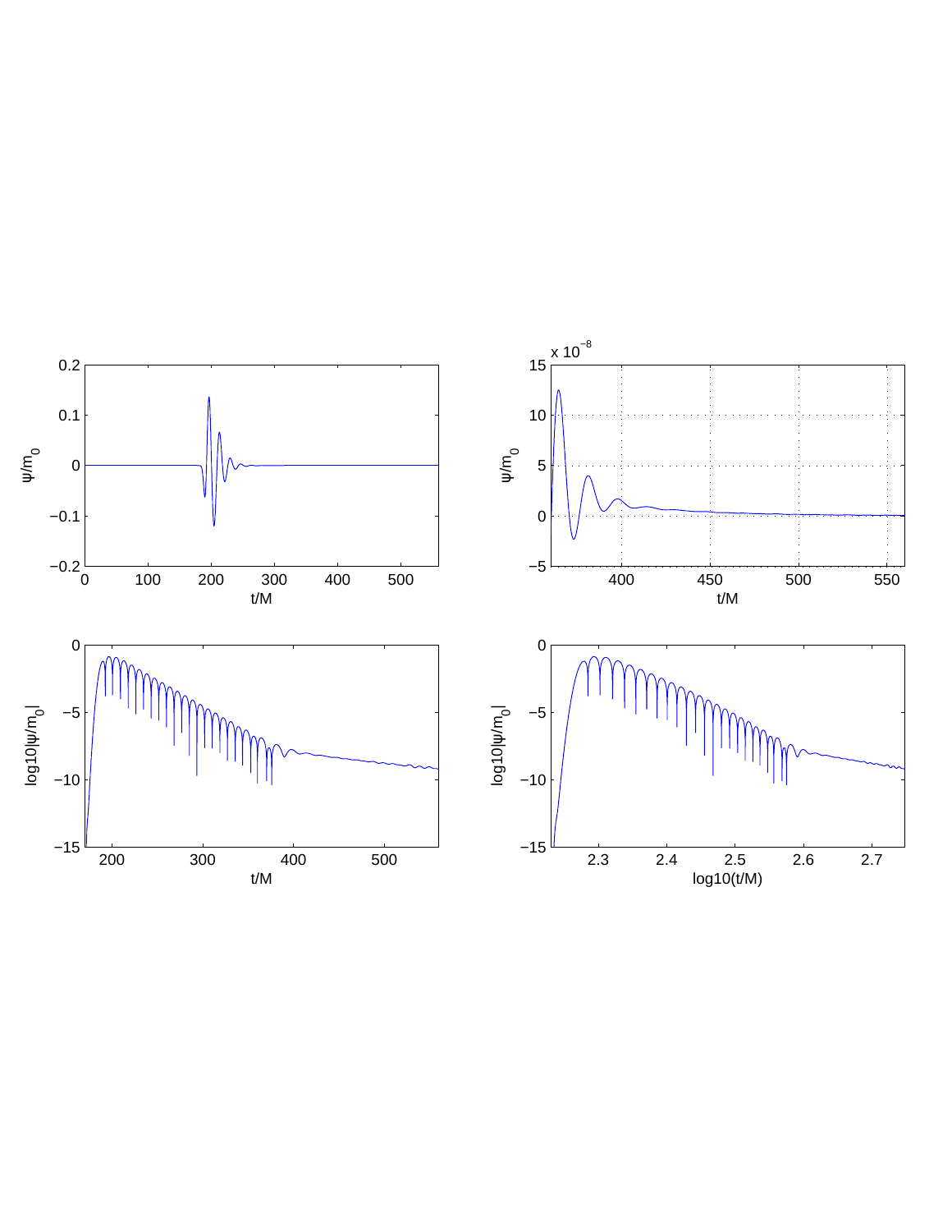0.2
0.1
0
−0.1
−0.2
0 100 200 300 400 500
t/M
ψ/m$_0$

x 10$^{-8}$
15
10
5
0
−5
400 450 500 550
t/M
ψ/m$_0$

0
−5
−10
−15
200 300 400 500
t/M
log10|ψ/m$_0$|

0
−5
−10
−15
2.3 2.4 2.5 2.6 2.7
log10(t/M)
log10|ψ/m$_0$|